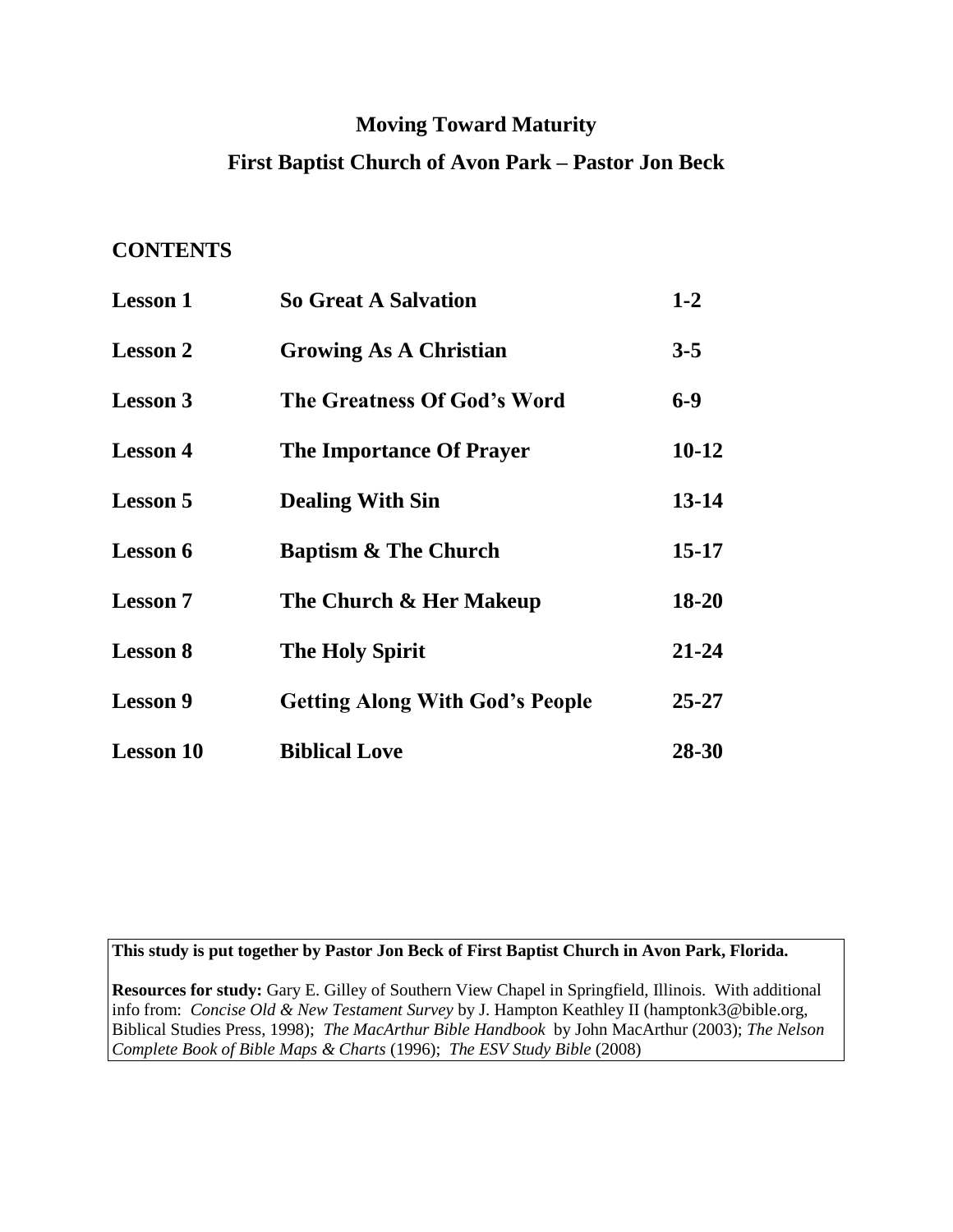# Moving Toward Maturity

## First Baptist Church of Avon Park – Pastor Jon Beck

### CONTENTS

| | | |
|---|---|---|
| **Lesson 1** | **So Great A Salvation** | **1-2** |
| **Lesson 2** | **Growing As A Christian** | **3-5** |
| **Lesson 3** | **The Greatness Of God's Word** | **6-9** |
| **Lesson 4** | **The Importance Of Prayer** | **10-12** |
| **Lesson 5** | **Dealing With Sin** | **13-14** |
| **Lesson 6** | **Baptism & The Church** | **15-17** |
| **Lesson 7** | **The Church & Her Makeup** | **18-20** |
| **Lesson 8** | **The Holy Spirit** | **21-24** |
| **Lesson 9** | **Getting Along With God's People** | **25-27** |
| **Lesson 10** | **Biblical Love** | **28-30** |

**This study is put together by Pastor Jon Beck of First Baptist Church in Avon Park, Florida.**

**Resources for study:** Gary E. Gilley of Southern View Chapel in Springfield, Illinois. With additional info from: *Concise Old & New Testament Survey* by J. Hampton Keathley II (hamptonk3@bible.org, Biblical Studies Press, 1998); *The MacArthur Bible Handbook* by John MacArthur (2003); *The Nelson Complete Book of Bible Maps & Charts* (1996); *The ESV Study Bible* (2008)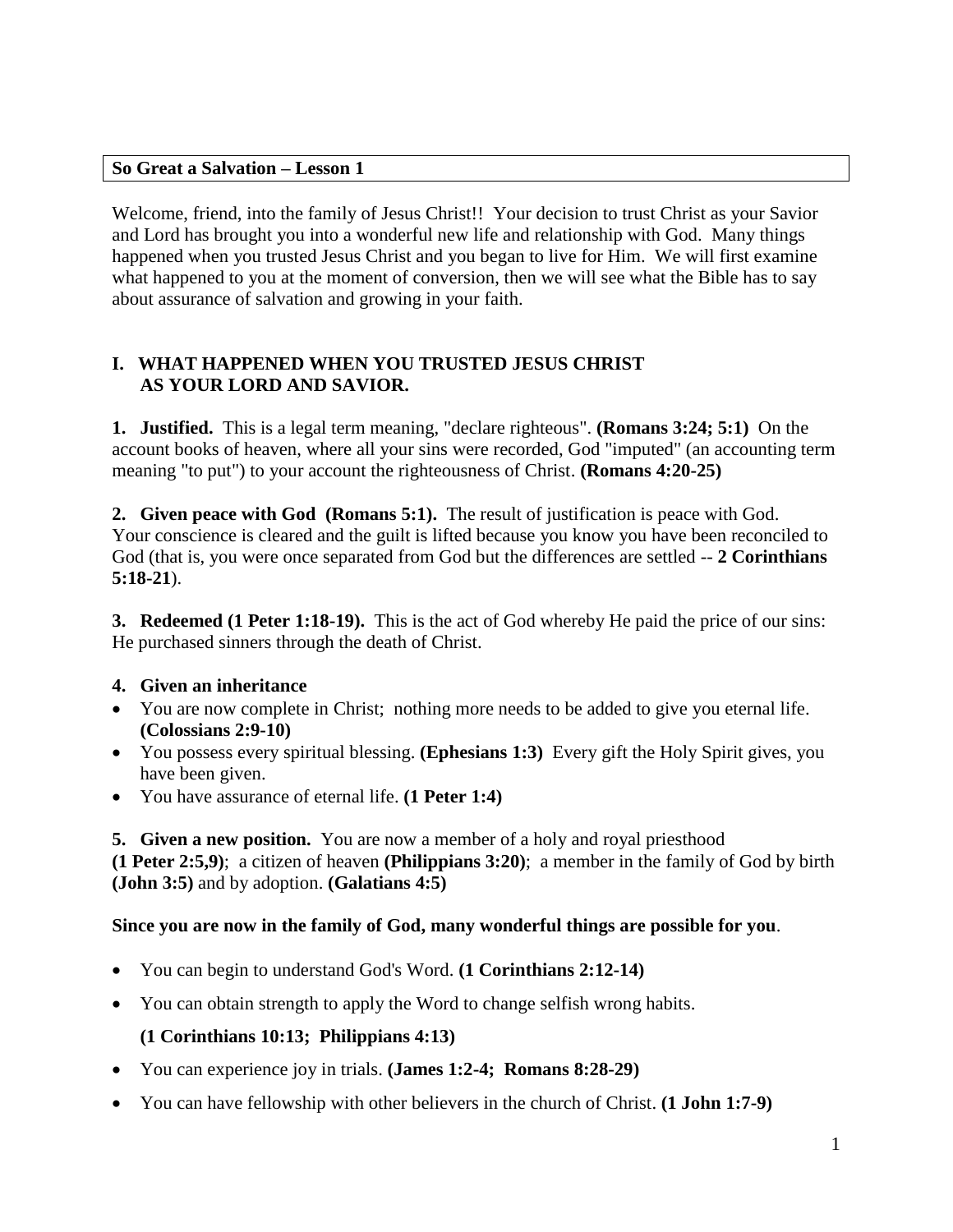**So Great a Salvation – Lesson 1**

Welcome, friend, into the family of Jesus Christ!! Your decision to trust Christ as your Savior and Lord has brought you into a wonderful new life and relationship with God. Many things happened when you trusted Jesus Christ and you began to live for Him. We will first examine what happened to you at the moment of conversion, then we will see what the Bible has to say about assurance of salvation and growing in your faith.

## I. WHAT HAPPENED WHEN YOU TRUSTED JESUS CHRIST AS YOUR LORD AND SAVIOR.

**1. Justified.** This is a legal term meaning, "declare righteous". **(Romans 3:24; 5:1)** On the account books of heaven, where all your sins were recorded, God "imputed" (an accounting term meaning "to put") to your account the righteousness of Christ. **(Romans 4:20-25)**

**2. Given peace with God (Romans 5:1).** The result of justification is peace with God. Your conscience is cleared and the guilt is lifted because you know you have been reconciled to God (that is, you were once separated from God but the differences are settled -- **2 Corinthians 5:18-21**).

**3. Redeemed (1 Peter 1:18-19).** This is the act of God whereby He paid the price of our sins: He purchased sinners through the death of Christ.

**4. Given an inheritance**

- You are now complete in Christ; nothing more needs to be added to give you eternal life. **(Colossians 2:9-10)**
- You possess every spiritual blessing. **(Ephesians 1:3)** Every gift the Holy Spirit gives, you have been given.
- You have assurance of eternal life. **(1 Peter 1:4)**

**5. Given a new position.** You are now a member of a holy and royal priesthood **(1 Peter 2:5,9)**; a citizen of heaven **(Philippians 3:20)**; a member in the family of God by birth **(John 3:5)** and by adoption. **(Galatians 4:5)**

**Since you are now in the family of God, many wonderful things are possible for you**.

- You can begin to understand God's Word. **(1 Corinthians 2:12-14)**
- You can obtain strength to apply the Word to change selfish wrong habits. **(1 Corinthians 10:13; Philippians 4:13)**
- You can experience joy in trials. **(James 1:2-4; Romans 8:28-29)**
- You can have fellowship with other believers in the church of Christ. **(1 John 1:7-9)**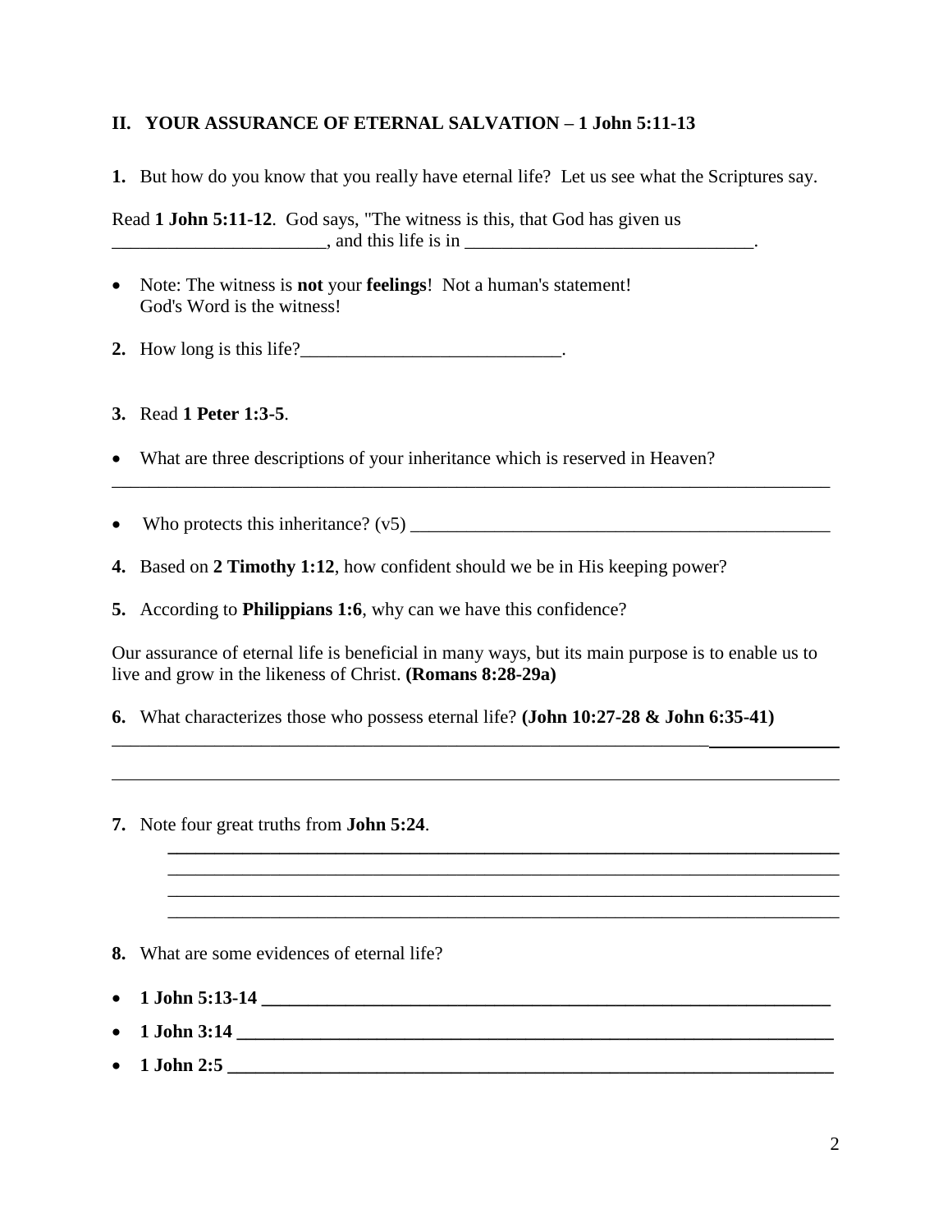## II. YOUR ASSURANCE OF ETERNAL SALVATION – 1 John 5:11-13

**1.** But how do you know that you really have eternal life? Let us see what the Scriptures say.

Read **1 John 5:11-12**. God says, "The witness is this, that God has given us _______________________, and this life is in _______________________________.

- Note: The witness is **not** your **feelings**! Not a human's statement! God's Word is the witness!

**2.** How long is this life?____________________________.

**3.** Read **1 Peter 1:3-5**.

- What are three descriptions of your inheritance which is reserved in Heaven?

_________________________________________________________________________________

- Who protects this inheritance? (v5) _______________________________________________

**4.** Based on **2 Timothy 1:12**, how confident should we be in His keeping power?

**5.** According to **Philippians 1:6**, why can we have this confidence?

Our assurance of eternal life is beneficial in many ways, but its main purpose is to enable us to live and grow in the likeness of Christ. **(Romans 8:28-29a)**

**6.** What characterizes those who possess eternal life? **(John 10:27-28 & John 6:35-41)**

_________________________________________________________________________________

_________________________________________________________________________________

**7.** Note four great truths from **John 5:24**.

_________________________________________________________________________

_________________________________________________________________________

_________________________________________________________________________

_________________________________________________________________________

**8.** What are some evidences of eternal life?

- **1 John 5:13-14 ______________________________________________________________**
- **1 John 3:14 _________________________________________________________________**
- **1 John 2:5 __________________________________________________________________**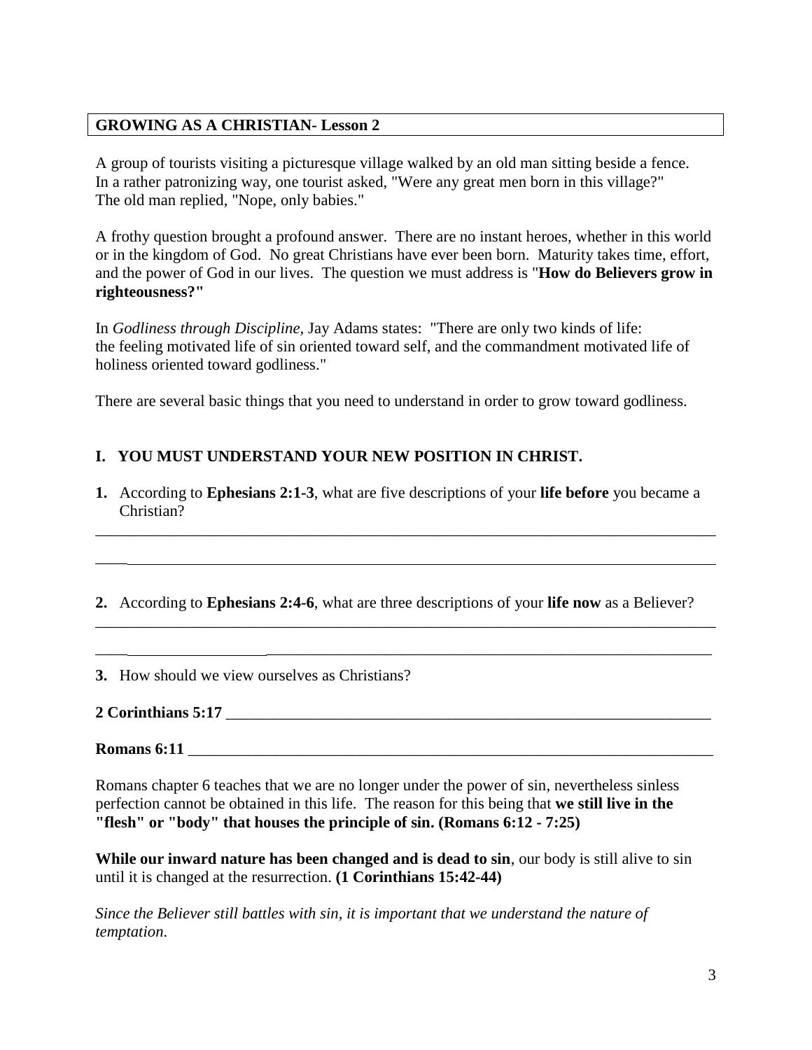## GROWING AS A CHRISTIAN- Lesson 2

A group of tourists visiting a picturesque village walked by an old man sitting beside a fence. In a rather patronizing way, one tourist asked, "Were any great men born in this village?" The old man replied, "Nope, only babies."

A frothy question brought a profound answer. There are no instant heroes, whether in this world or in the kingdom of God. No great Christians have ever been born. Maturity takes time, effort, and the power of God in our lives. The question we must address is "**How do Believers grow in righteousness?"**

In *Godliness through Discipline*, Jay Adams states: "There are only two kinds of life: the feeling motivated life of sin oriented toward self, and the commandment motivated life of holiness oriented toward godliness."

There are several basic things that you need to understand in order to grow toward godliness.

### I. YOU MUST UNDERSTAND YOUR NEW POSITION IN CHRIST.

**1.** According to **Ephesians 2:1-3**, what are five descriptions of your **life before** you became a Christian?

________________________________________________________________________________

________________________________________________________________________________

**2.** According to **Ephesians 2:4-6**, what are three descriptions of your **life now** as a Believer?

________________________________________________________________________________

________________________________________________________________________________

**3.** How should we view ourselves as Christians?

**2 Corinthians 5:17** ________________________________________________________________

**Romans 6:11** ____________________________________________________________________

Romans chapter 6 teaches that we are no longer under the power of sin, nevertheless sinless perfection cannot be obtained in this life. The reason for this being that **we still live in the "flesh" or "body" that houses the principle of sin. (Romans 6:12 - 7:25)**

**While our inward nature has been changed and is dead to sin**, our body is still alive to sin until it is changed at the resurrection. **(1 Corinthians 15:42-44)**

*Since the Believer still battles with sin, it is important that we understand the nature of temptation*.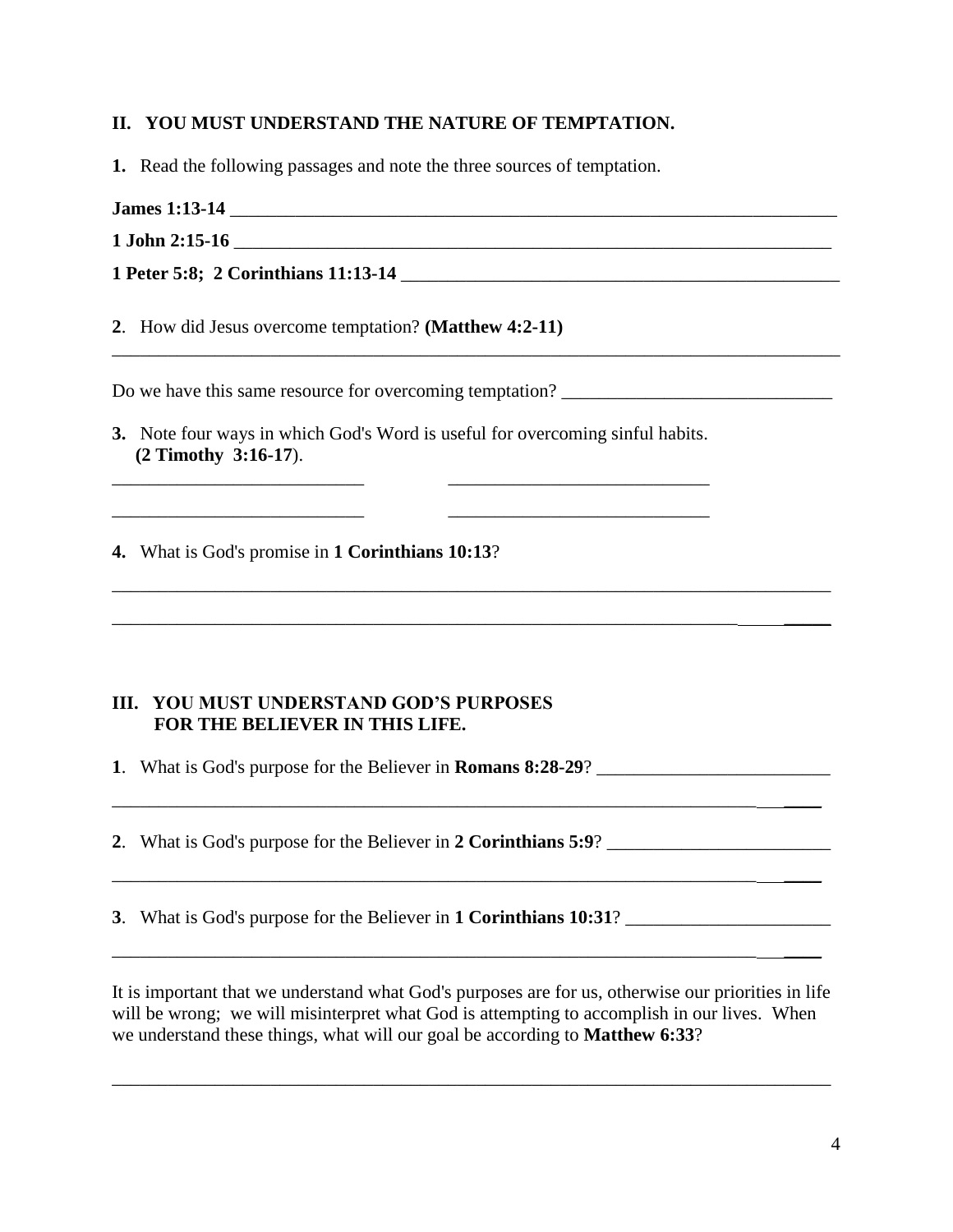## II. YOU MUST UNDERSTAND THE NATURE OF TEMPTATION.

**1.** Read the following passages and note the three sources of temptation.

**James 1:13-14** ____________________________________________________________________

**1 John 2:15-16** __________________________________________________________________

**1 Peter 5:8; 2 Corinthians 11:13-14** ______________________________________________

**2**. How did Jesus overcome temptation? **(Matthew 4:2-11)**

_______________________________________________________________________________

Do we have this same resource for overcoming temptation? _____________________________

**3.** Note four ways in which God's Word is useful for overcoming sinful habits. **(2 Timothy 3:16-17**).

___________________________ ____________________________

___________________________ ____________________________

**4.** What is God's promise in **1 Corinthians 10:13**?

_______________________________________________________________________________

_______________________________________________________________________________

## III. YOU MUST UNDERSTAND GOD'S PURPOSES FOR THE BELIEVER IN THIS LIFE.

**1**. What is God's purpose for the Believer in **Romans 8:28-29**? _________________________

_______________________________________________________________________________

**2**. What is God's purpose for the Believer in **2 Corinthians 5:9**? ________________________

_______________________________________________________________________________

**3**. What is God's purpose for the Believer in **1 Corinthians 10:31**? ______________________

_______________________________________________________________________________

It is important that we understand what God's purposes are for us, otherwise our priorities in life will be wrong; we will misinterpret what God is attempting to accomplish in our lives. When we understand these things, what will our goal be according to **Matthew 6:33**?

_______________________________________________________________________________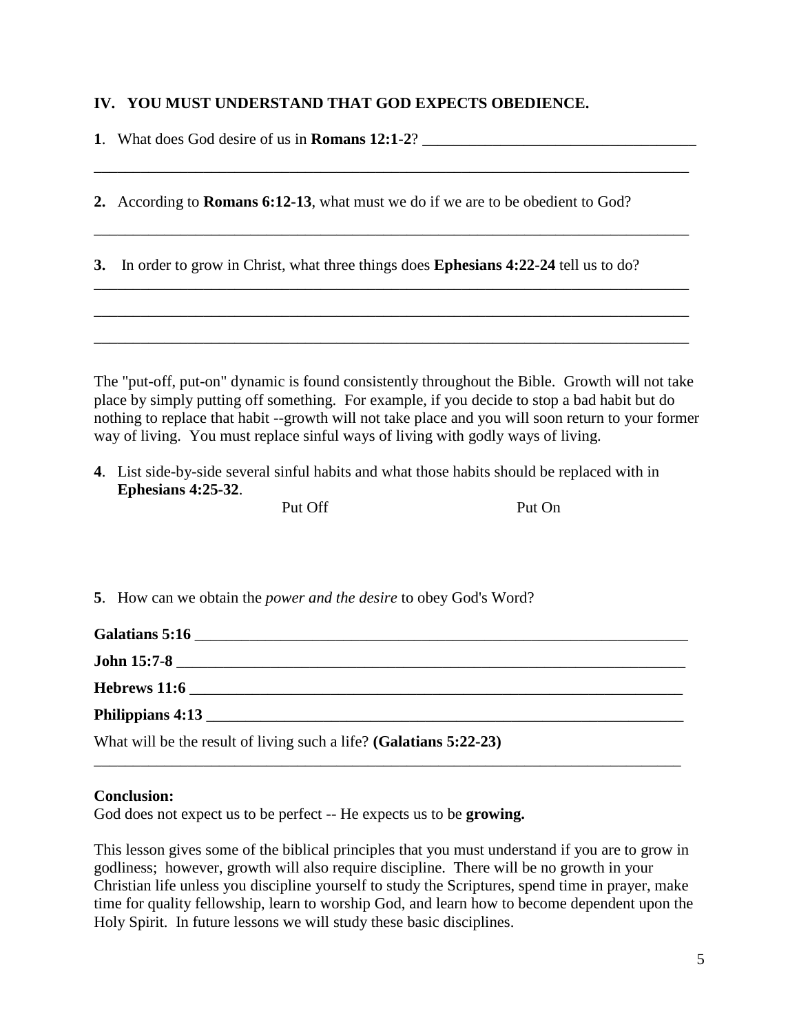## IV. YOU MUST UNDERSTAND THAT GOD EXPECTS OBEDIENCE.

**1**. What does God desire of us in **Romans 12:1-2**? ___________________________________

_____________________________________________________________________________

**2.** According to **Romans 6:12-13**, what must we do if we are to be obedient to God?

_____________________________________________________________________________

**3.** In order to grow in Christ, what three things does **Ephesians 4:22-24** tell us to do?

_____________________________________________________________________________

_____________________________________________________________________________

_____________________________________________________________________________

The "put-off, put-on" dynamic is found consistently throughout the Bible. Growth will not take place by simply putting off something. For example, if you decide to stop a bad habit but do nothing to replace that habit --growth will not take place and you will soon return to your former way of living. You must replace sinful ways of living with godly ways of living.

**4**. List side-by-side several sinful habits and what those habits should be replaced with in **Ephesians 4:25-32**.

| Put Off | Put On |
|---|---|
| | |

**5**. How can we obtain the *power and the desire* to obey God's Word?

**Galatians 5:16** _______________________________________________________________

**John 15:7-8** _________________________________________________________________

**Hebrews 11:6** _______________________________________________________________

**Philippians 4:13** _____________________________________________________________

What will be the result of living such a life? **(Galatians 5:22-23)**

_____________________________________________________________________________

**Conclusion:**
God does not expect us to be perfect -- He expects us to be **growing.**

This lesson gives some of the biblical principles that you must understand if you are to grow in godliness; however, growth will also require discipline. There will be no growth in your Christian life unless you discipline yourself to study the Scriptures, spend time in prayer, make time for quality fellowship, learn to worship God, and learn how to become dependent upon the Holy Spirit. In future lessons we will study these basic disciplines.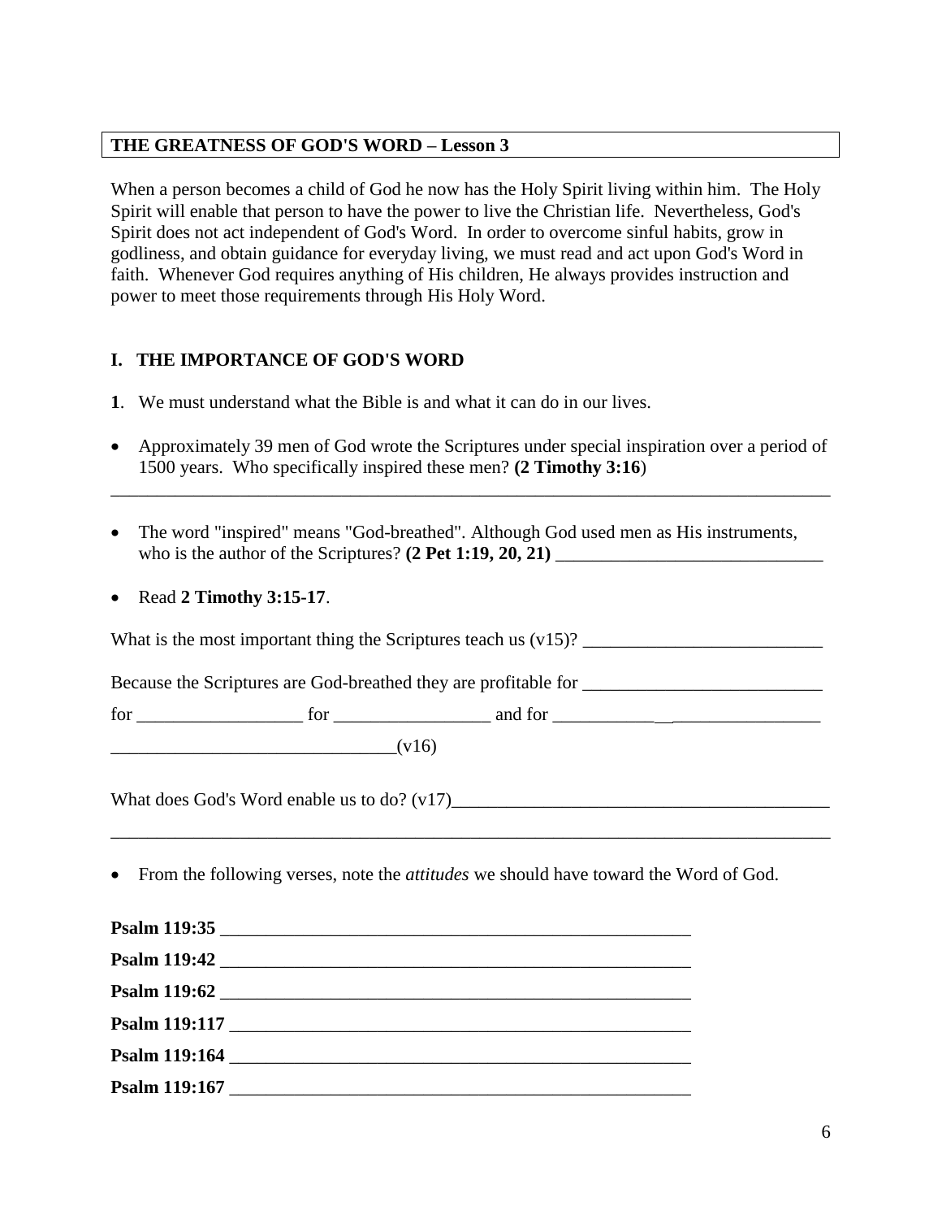**THE GREATNESS OF GOD'S WORD – Lesson 3**

When a person becomes a child of God he now has the Holy Spirit living within him. The Holy Spirit will enable that person to have the power to live the Christian life. Nevertheless, God's Spirit does not act independent of God's Word. In order to overcome sinful habits, grow in godliness, and obtain guidance for everyday living, we must read and act upon God's Word in faith. Whenever God requires anything of His children, He always provides instruction and power to meet those requirements through His Holy Word.

## I. THE IMPORTANCE OF GOD'S WORD

**1**. We must understand what the Bible is and what it can do in our lives.

- Approximately 39 men of God wrote the Scriptures under special inspiration over a period of 1500 years. Who specifically inspired these men? **(2 Timothy 3:16**)

________________________________________________________________________________

- The word "inspired" means "God-breathed". Although God used men as His instruments, who is the author of the Scriptures? **(2 Pet 1:19, 20, 21)** ______________________________

- Read **2 Timothy 3:15-17**.

What is the most important thing the Scriptures teach us (v15)? __________________________

Because the Scriptures are God-breathed they are profitable for __________________________

for __________________ for _________________ and for ____________________________

_______________________________(v16)

What does God's Word enable us to do? (v17)__________________________________________

________________________________________________________________________________

- From the following verses, note the *attitudes* we should have toward the Word of God.

**Psalm 119:35** _____________________________________________________

**Psalm 119:42** _____________________________________________________

**Psalm 119:62** _____________________________________________________

**Psalm 119:117** ____________________________________________________

**Psalm 119:164** ____________________________________________________

**Psalm 119:167** ____________________________________________________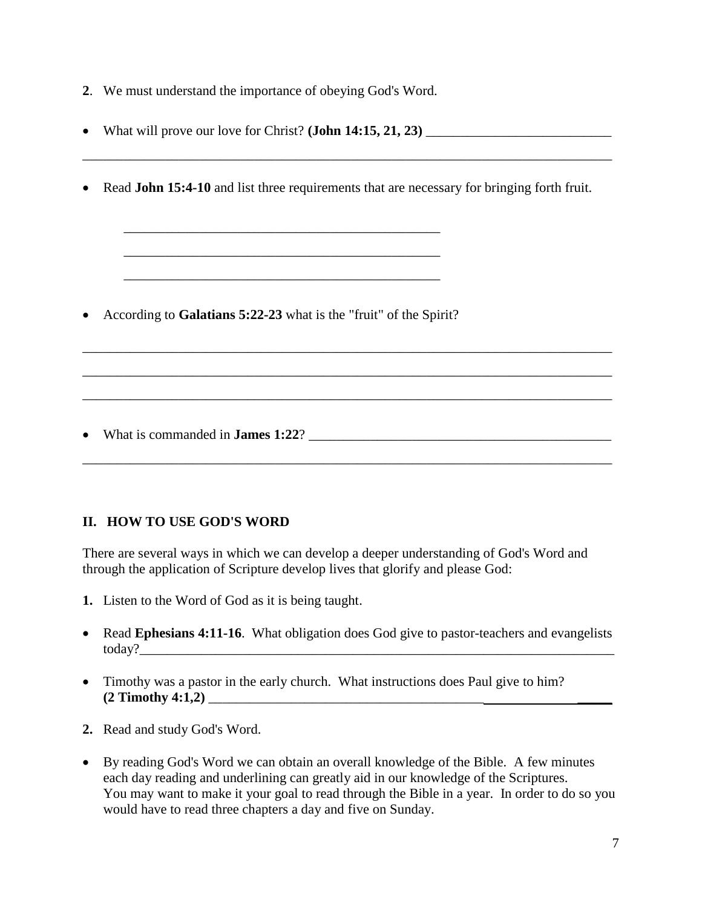**2**. We must understand the importance of obeying God's Word.

- What will prove our love for Christ? **(John 14:15, 21, 23)** ___________________________

_______________________________________________________________________________

- Read **John 15:4-10** and list three requirements that are necessary for bringing forth fruit.

  _______________________________________________

  _______________________________________________

  _______________________________________________

- According to **Galatians 5:22-23** what is the "fruit" of the Spirit?

_______________________________________________________________________________

_______________________________________________________________________________

_______________________________________________________________________________

- What is commanded in **James 1:22**? ___________________________________________

_______________________________________________________________________________

## II. HOW TO USE GOD'S WORD

There are several ways in which we can develop a deeper understanding of God's Word and through the application of Scripture develop lives that glorify and please God:

**1.** Listen to the Word of God as it is being taught.

- Read **Ephesians 4:11-16**. What obligation does God give to pastor-teachers and evangelists today?_________________________________________________________________________

- Timothy was a pastor in the early church. What instructions does Paul give to him? **(2 Timothy 4:1,2)** _______________________________________________________

**2.** Read and study God's Word.

- By reading God's Word we can obtain an overall knowledge of the Bible. A few minutes each day reading and underlining can greatly aid in our knowledge of the Scriptures. You may want to make it your goal to read through the Bible in a year. In order to do so you would have to read three chapters a day and five on Sunday.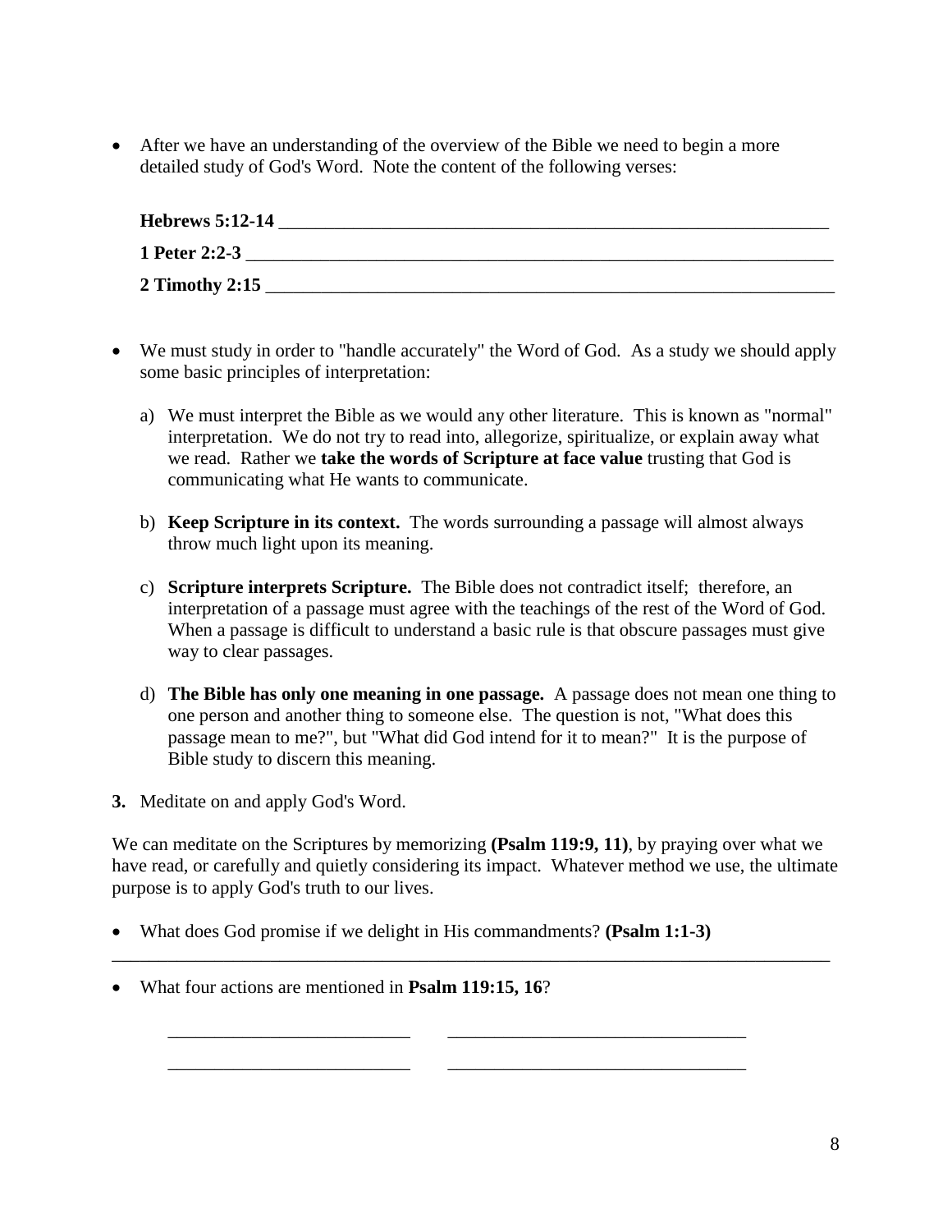- After we have an understanding of the overview of the Bible we need to begin a more detailed study of God's Word. Note the content of the following verses:

  **Hebrews 5:12-14** ______________________________________________________________

  **1 Peter 2:2-3** ________________________________________________________________

  **2 Timothy 2:15** ______________________________________________________________

- We must study in order to "handle accurately" the Word of God. As a study we should apply some basic principles of interpretation:

  a) We must interpret the Bible as we would any other literature. This is known as "normal" interpretation. We do not try to read into, allegorize, spiritualize, or explain away what we read. Rather we **take the words of Scripture at face value** trusting that God is communicating what He wants to communicate.

  b) **Keep Scripture in its context.** The words surrounding a passage will almost always throw much light upon its meaning.

  c) **Scripture interprets Scripture.** The Bible does not contradict itself; therefore, an interpretation of a passage must agree with the teachings of the rest of the Word of God. When a passage is difficult to understand a basic rule is that obscure passages must give way to clear passages.

  d) **The Bible has only one meaning in one passage.** A passage does not mean one thing to one person and another thing to someone else. The question is not, "What does this passage mean to me?", but "What did God intend for it to mean?" It is the purpose of Bible study to discern this meaning.

**3.** Meditate on and apply God's Word.

We can meditate on the Scriptures by memorizing **(Psalm 119:9, 11)**, by praying over what we have read, or carefully and quietly considering its impact. Whatever method we use, the ultimate purpose is to apply God's truth to our lives.

- What does God promise if we delight in His commandments? **(Psalm 1:1-3)**

______________________________________________________________________________

- What four actions are mentioned in **Psalm 119:15, 16**?

  ___________________________     ________________________________

  ___________________________     ________________________________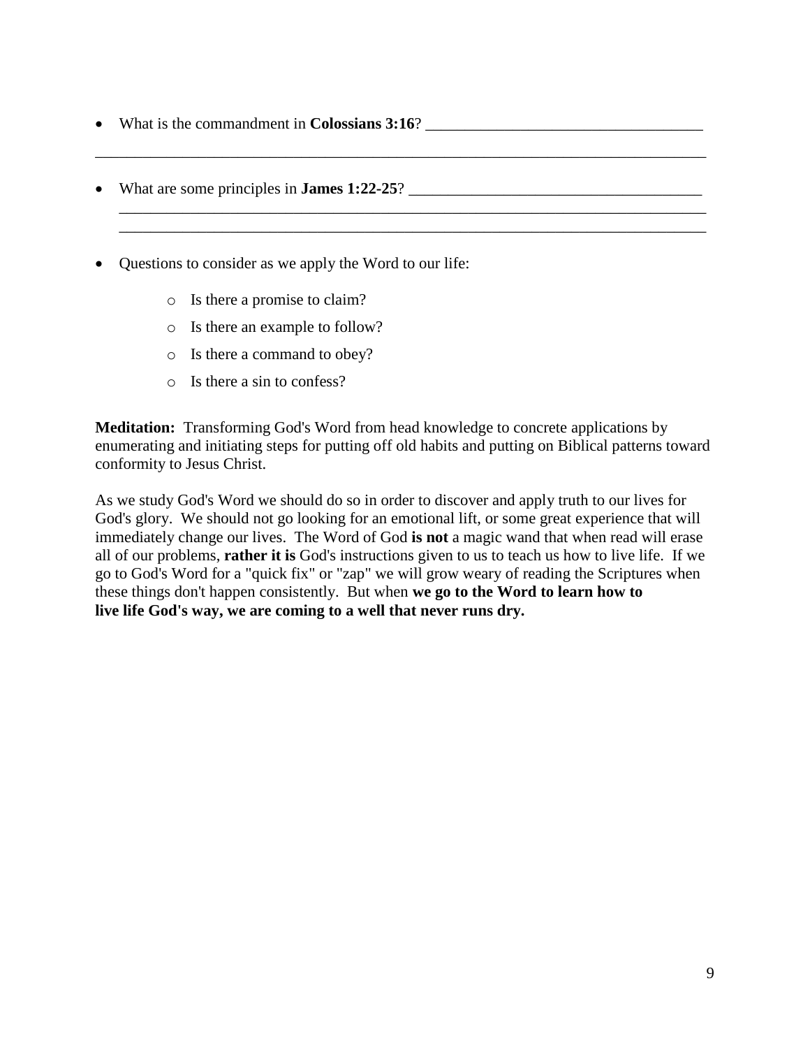- What is the commandment in **Colossians 3:16**? ___________________________________

_____________________________________________________________________________

- What are some principles in **James 1:22-25**? _____________________________________
  _____________________________________________________________________________
  _____________________________________________________________________________

- Questions to consider as we apply the Word to our life:
  - Is there a promise to claim?
  - Is there an example to follow?
  - Is there a command to obey?
  - Is there a sin to confess?

**Meditation:** Transforming God's Word from head knowledge to concrete applications by enumerating and initiating steps for putting off old habits and putting on Biblical patterns toward conformity to Jesus Christ.

As we study God's Word we should do so in order to discover and apply truth to our lives for God's glory. We should not go looking for an emotional lift, or some great experience that will immediately change our lives. The Word of God **is not** a magic wand that when read will erase all of our problems, **rather it is** God's instructions given to us to teach us how to live life. If we go to God's Word for a "quick fix" or "zap" we will grow weary of reading the Scriptures when these things don't happen consistently. But when **we go to the Word to learn how to live life God's way, we are coming to a well that never runs dry.**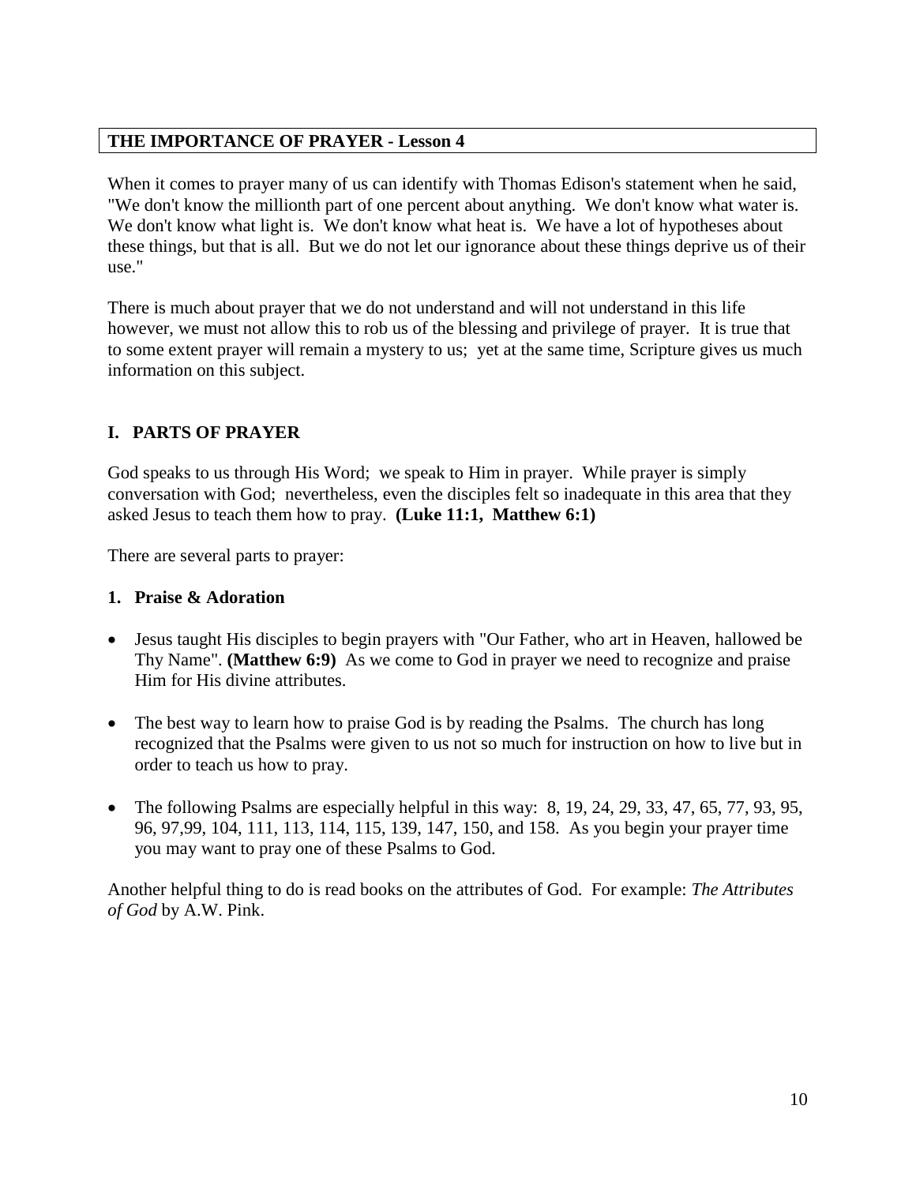## THE IMPORTANCE OF PRAYER - Lesson 4

When it comes to prayer many of us can identify with Thomas Edison's statement when he said, "We don't know the millionth part of one percent about anything. We don't know what water is. We don't know what light is. We don't know what heat is. We have a lot of hypotheses about these things, but that is all. But we do not let our ignorance about these things deprive us of their use."

There is much about prayer that we do not understand and will not understand in this life however, we must not allow this to rob us of the blessing and privilege of prayer. It is true that to some extent prayer will remain a mystery to us; yet at the same time, Scripture gives us much information on this subject.

### I. PARTS OF PRAYER

God speaks to us through His Word; we speak to Him in prayer. While prayer is simply conversation with God; nevertheless, even the disciples felt so inadequate in this area that they asked Jesus to teach them how to pray. **(Luke 11:1, Matthew 6:1)**

There are several parts to prayer:

#### 1. Praise & Adoration

- Jesus taught His disciples to begin prayers with "Our Father, who art in Heaven, hallowed be Thy Name". **(Matthew 6:9)** As we come to God in prayer we need to recognize and praise Him for His divine attributes.
- The best way to learn how to praise God is by reading the Psalms. The church has long recognized that the Psalms were given to us not so much for instruction on how to live but in order to teach us how to pray.
- The following Psalms are especially helpful in this way: 8, 19, 24, 29, 33, 47, 65, 77, 93, 95, 96, 97,99, 104, 111, 113, 114, 115, 139, 147, 150, and 158. As you begin your prayer time you may want to pray one of these Psalms to God.

Another helpful thing to do is read books on the attributes of God. For example: *The Attributes of God* by A.W. Pink.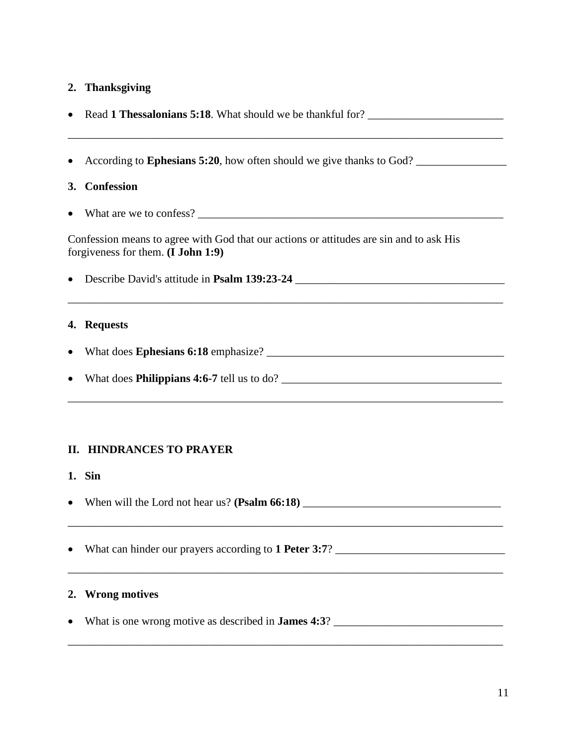**2. Thanksgiving**

- Read **1 Thessalonians 5:18**. What should we be thankful for? ________________________

________________________________________________________________________________

- According to **Ephesians 5:20**, how often should we give thanks to God? ________________

**3. Confession**

- What are we to confess? ________________________________________________________

Confession means to agree with God that our actions or attitudes are sin and to ask His forgiveness for them. **(I John 1:9)**

- Describe David's attitude in **Psalm 139:23-24** ____________________________________

________________________________________________________________________________

**4. Requests**

- What does **Ephesians 6:18** emphasize? __________________________________________

- What does **Philippians 4:6-7** tell us to do? _______________________________________

________________________________________________________________________________

## II. HINDRANCES TO PRAYER

**1. Sin**

- When will the Lord not hear us? **(Psalm 66:18)** __________________________________

________________________________________________________________________________

- What can hinder our prayers according to **1 Peter 3:7**? ______________________________

________________________________________________________________________________

**2. Wrong motives**

- What is one wrong motive as described in **James 4:3**? ______________________________

________________________________________________________________________________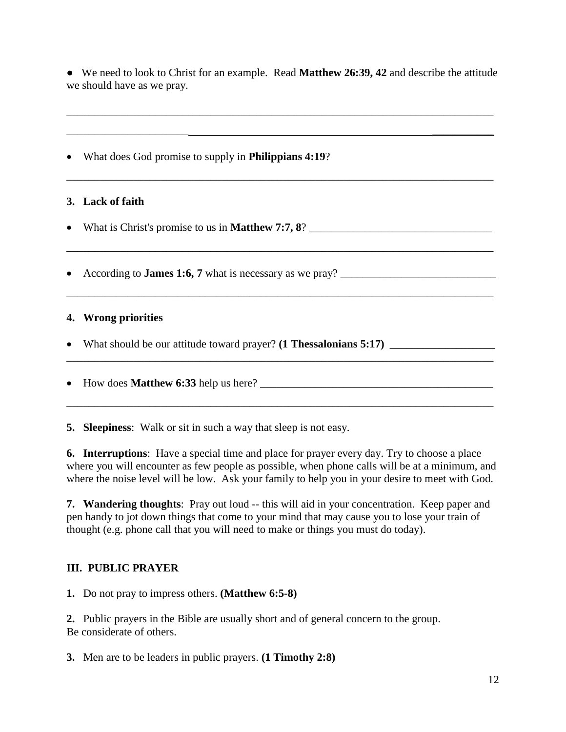- We need to look to Christ for an example. Read **Matthew 26:39, 42** and describe the attitude we should have as we pray.

______________________________________________________________________________

______________________________________________________________________________

- What does God promise to supply in **Philippians 4:19**?

______________________________________________________________________________

**3. Lack of faith**

- What is Christ's promise to us in **Matthew 7:7, 8**? ________________________________

______________________________________________________________________________

- According to **James 1:6, 7** what is necessary as we pray? ___________________________

______________________________________________________________________________

**4. Wrong priorities**

- What should be our attitude toward prayer? **(1 Thessalonians 5:17)** __________________

______________________________________________________________________________

- How does **Matthew 6:33** help us here? ________________________________________

______________________________________________________________________________

**5. Sleepiness**: Walk or sit in such a way that sleep is not easy.

**6. Interruptions**: Have a special time and place for prayer every day. Try to choose a place where you will encounter as few people as possible, when phone calls will be at a minimum, and where the noise level will be low. Ask your family to help you in your desire to meet with God.

**7. Wandering thoughts**: Pray out loud -- this will aid in your concentration. Keep paper and pen handy to jot down things that come to your mind that may cause you to lose your train of thought (e.g. phone call that you will need to make or things you must do today).

## III. PUBLIC PRAYER

**1.** Do not pray to impress others. **(Matthew 6:5-8)**

**2.** Public prayers in the Bible are usually short and of general concern to the group. Be considerate of others.

**3.** Men are to be leaders in public prayers. **(1 Timothy 2:8)**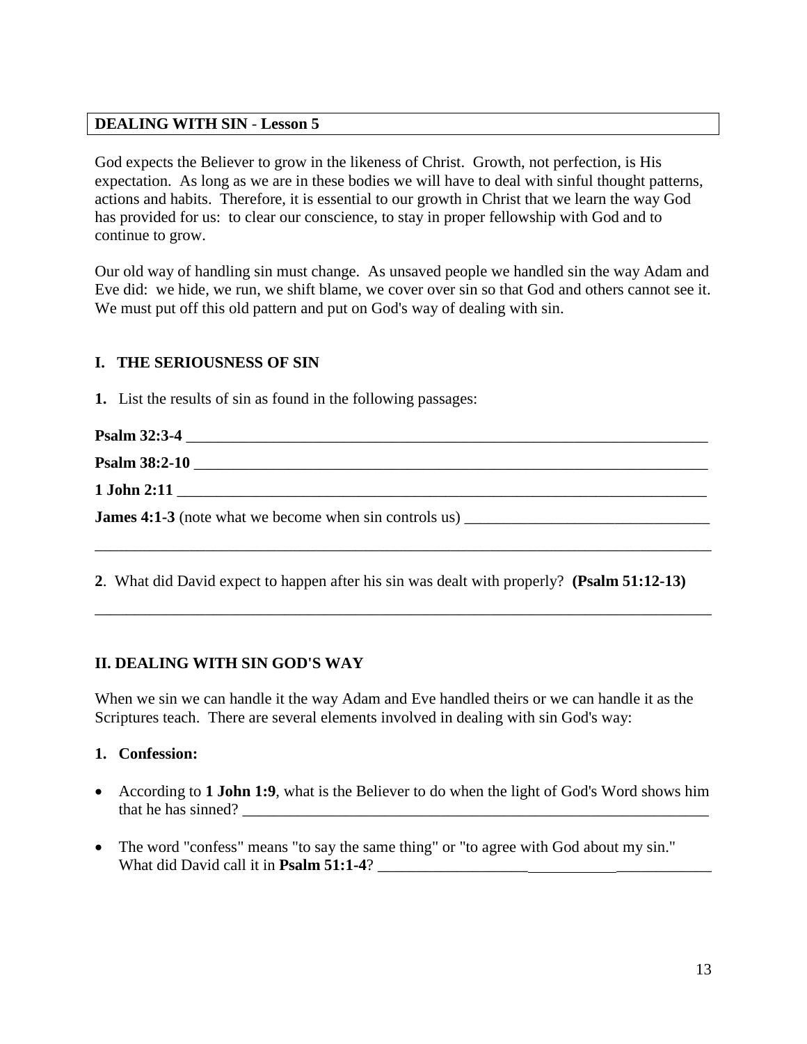## DEALING WITH SIN - Lesson 5

God expects the Believer to grow in the likeness of Christ. Growth, not perfection, is His expectation. As long as we are in these bodies we will have to deal with sinful thought patterns, actions and habits. Therefore, it is essential to our growth in Christ that we learn the way God has provided for us: to clear our conscience, to stay in proper fellowship with God and to continue to grow.

Our old way of handling sin must change. As unsaved people we handled sin the way Adam and Eve did: we hide, we run, we shift blame, we cover over sin so that God and others cannot see it. We must put off this old pattern and put on God's way of dealing with sin.

### I. THE SERIOUSNESS OF SIN

**1.** List the results of sin as found in the following passages:

**Psalm 32:3-4** ___________________________________________________________________

**Psalm 38:2-10** __________________________________________________________________

**1 John 2:11** ____________________________________________________________________

**James 4:1-3** (note what we become when sin controls us) _____________________________

_______________________________________________________________________________

**2**. What did David expect to happen after his sin was dealt with properly? **(Psalm 51:12-13)**

_______________________________________________________________________________

### II. DEALING WITH SIN GOD'S WAY

When we sin we can handle it the way Adam and Eve handled theirs or we can handle it as the Scriptures teach. There are several elements involved in dealing with sin God's way:

**1. Confession:**

- According to **1 John 1:9**, what is the Believer to do when the light of God's Word shows him that he has sinned? _____________________________________________________________

- The word "confess" means "to say the same thing" or "to agree with God about my sin." What did David call it in **Psalm 51:1-4**? ______________________________________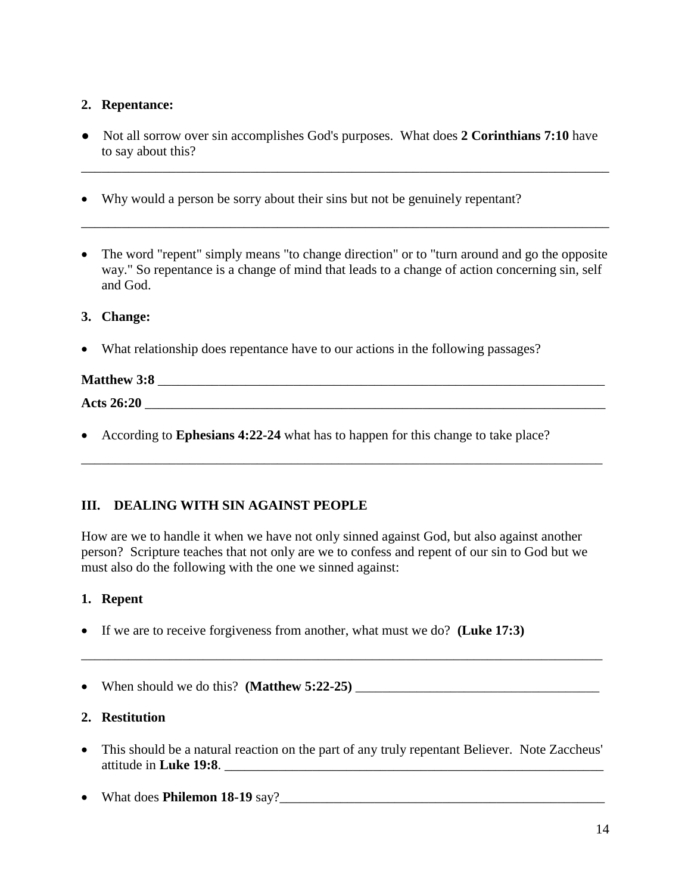**2. Repentance:**

- Not all sorrow over sin accomplishes God's purposes. What does **2 Corinthians 7:10** have to say about this?

________________________________________________________________________________

- Why would a person be sorry about their sins but not be genuinely repentant?

________________________________________________________________________________

- The word "repent" simply means "to change direction" or to "turn around and go the opposite way." So repentance is a change of mind that leads to a change of action concerning sin, self and God.

**3. Change:**

- What relationship does repentance have to our actions in the following passages?

**Matthew 3:8** ______________________________________________________________________

**Acts 26:20** ______________________________________________________________________

- According to **Ephesians 4:22-24** what has to happen for this change to take place?

________________________________________________________________________________

## III. DEALING WITH SIN AGAINST PEOPLE

How are we to handle it when we have not only sinned against God, but also against another person? Scripture teaches that not only are we to confess and repent of our sin to God but we must also do the following with the one we sinned against:

**1. Repent**

- If we are to receive forgiveness from another, what must we do? **(Luke 17:3)**

________________________________________________________________________________

- When should we do this? **(Matthew 5:22-25)** ____________________________________

**2. Restitution**

- This should be a natural reaction on the part of any truly repentant Believer. Note Zaccheus' attitude in **Luke 19:8**. ____________________________________________________________

- What does **Philemon 18-19** say?_______________________________________________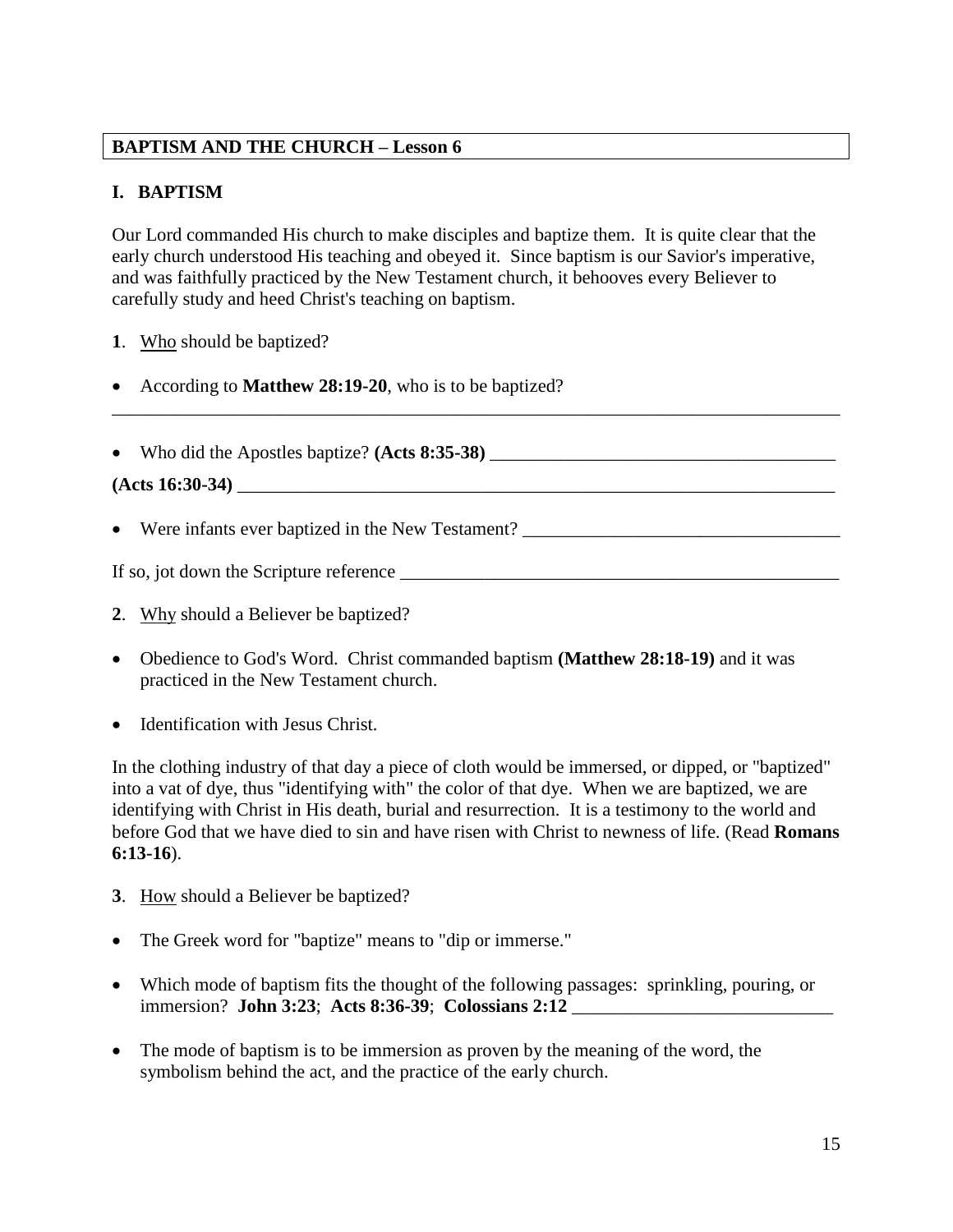**BAPTISM AND THE CHURCH – Lesson 6**

## I. BAPTISM

Our Lord commanded His church to make disciples and baptize them. It is quite clear that the early church understood His teaching and obeyed it. Since baptism is our Savior's imperative, and was faithfully practiced by the New Testament church, it behooves every Believer to carefully study and heed Christ's teaching on baptism.

**1**. <u>Who</u> should be baptized?

- According to **Matthew 28:19-20**, who is to be baptized?

_______________________________________________________________________________

- Who did the Apostles baptize? **(Acts 8:35-38)** ______________________________________

**(Acts 16:30-34)** _______________________________________________________________

- Were infants ever baptized in the New Testament? ___________________________________

If so, jot down the Scripture reference ______________________________________________

**2**. <u>Why</u> should a Believer be baptized?

- Obedience to God's Word. Christ commanded baptism **(Matthew 28:18-19)** and it was practiced in the New Testament church.
- Identification with Jesus Christ.

In the clothing industry of that day a piece of cloth would be immersed, or dipped, or "baptized" into a vat of dye, thus "identifying with" the color of that dye. When we are baptized, we are identifying with Christ in His death, burial and resurrection. It is a testimony to the world and before God that we have died to sin and have risen with Christ to newness of life. (Read **Romans 6:13-16**).

**3**. <u>How</u> should a Believer be baptized?

- The Greek word for "baptize" means to "dip or immerse."
- Which mode of baptism fits the thought of the following passages: sprinkling, pouring, or immersion? **John 3:23**; **Acts 8:36-39**; **Colossians 2:12** ____________________________
- The mode of baptism is to be immersion as proven by the meaning of the word, the symbolism behind the act, and the practice of the early church.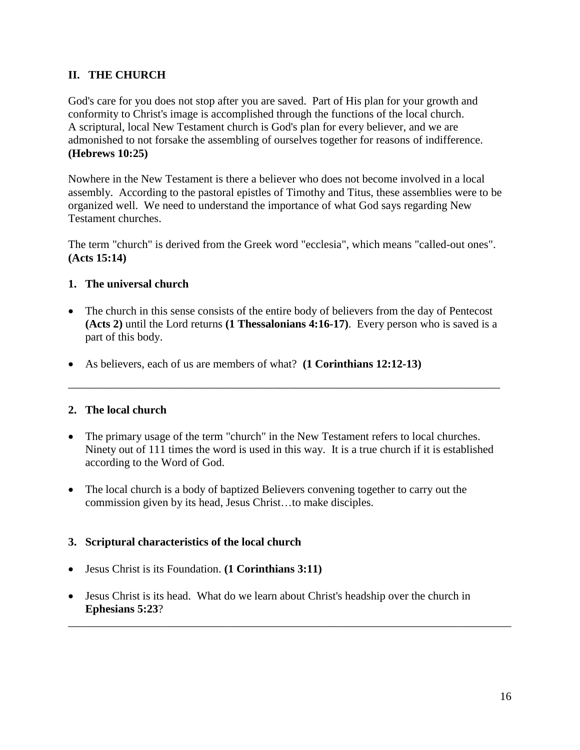## II. THE CHURCH

God's care for you does not stop after you are saved. Part of His plan for your growth and conformity to Christ's image is accomplished through the functions of the local church. A scriptural, local New Testament church is God's plan for every believer, and we are admonished to not forsake the assembling of ourselves together for reasons of indifference. **(Hebrews 10:25)**

Nowhere in the New Testament is there a believer who does not become involved in a local assembly. According to the pastoral epistles of Timothy and Titus, these assemblies were to be organized well. We need to understand the importance of what God says regarding New Testament churches.

The term "church" is derived from the Greek word "ecclesia", which means "called-out ones". **(Acts 15:14)**

### 1. The universal church

- The church in this sense consists of the entire body of believers from the day of Pentecost **(Acts 2)** until the Lord returns **(1 Thessalonians 4:16-17)**. Every person who is saved is a part of this body.
- As believers, each of us are members of what? **(1 Corinthians 12:12-13)**

________________________________________________________________________________

### 2. The local church

- The primary usage of the term "church" in the New Testament refers to local churches. Ninety out of 111 times the word is used in this way. It is a true church if it is established according to the Word of God.
- The local church is a body of baptized Believers convening together to carry out the commission given by its head, Jesus Christ…to make disciples.

### 3. Scriptural characteristics of the local church

- Jesus Christ is its Foundation. **(1 Corinthians 3:11)**
- Jesus Christ is its head. What do we learn about Christ's headship over the church in **Ephesians 5:23**?

________________________________________________________________________________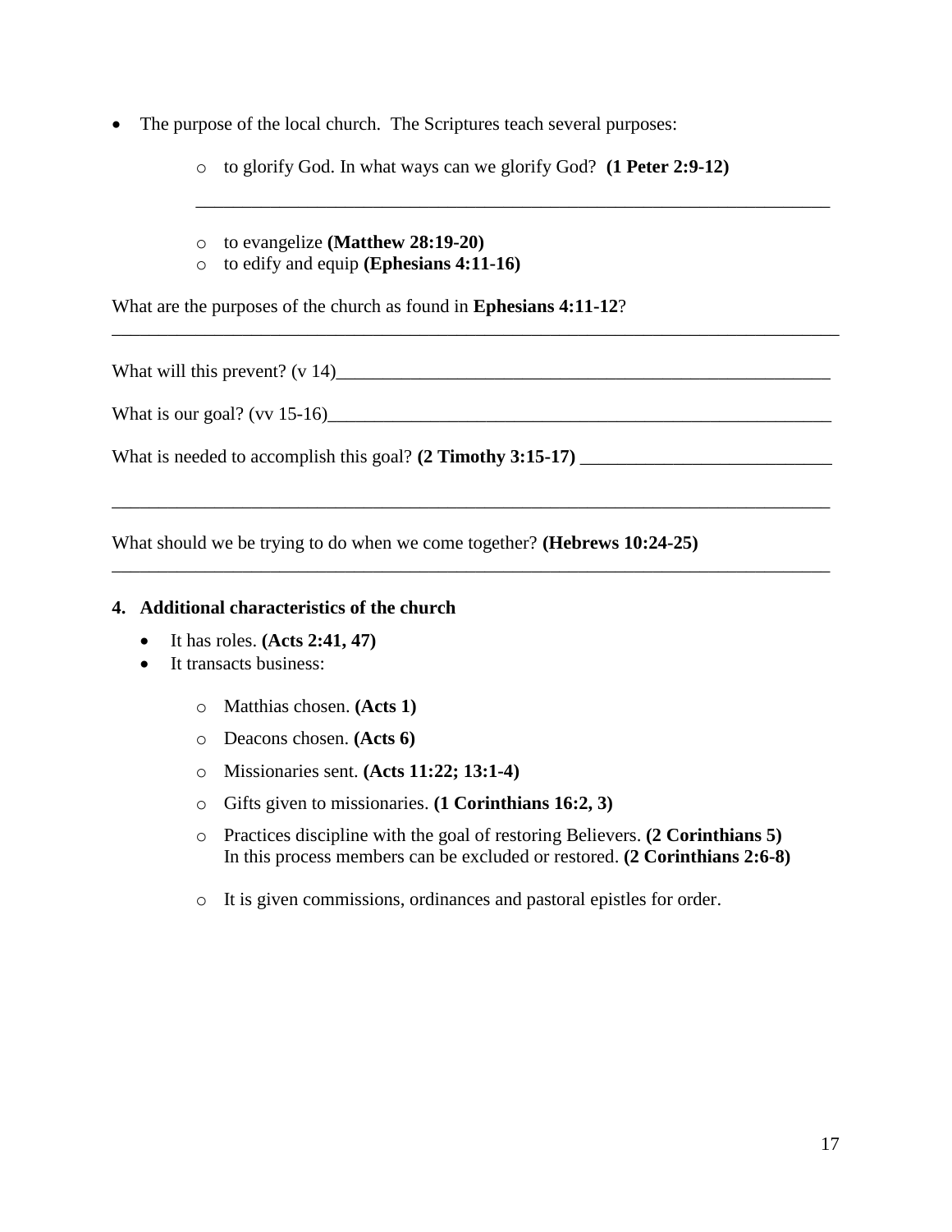- The purpose of the local church. The Scriptures teach several purposes:
    - to glorify God. In what ways can we glorify God? **(1 Peter 2:9-12)**

      ______________________________________________________________________

    - to evangelize **(Matthew 28:19-20)**
    - to edify and equip **(Ephesians 4:11-16)**

What are the purposes of the church as found in **Ephesians 4:11-12**?
________________________________________________________________________________

What will this prevent? (v 14)________________________________________________________

What is our goal? (vv 15-16)_________________________________________________________

What is needed to accomplish this goal? **(2 Timothy 3:15-17)** ___________________________

________________________________________________________________________________

What should we be trying to do when we come together? **(Hebrews 10:24-25)**
________________________________________________________________________________

**4. Additional characteristics of the church**

- It has roles. **(Acts 2:41, 47)**
- It transacts business:
    - Matthias chosen. **(Acts 1)**
    - Deacons chosen. **(Acts 6)**
    - Missionaries sent. **(Acts 11:22; 13:1-4)**
    - Gifts given to missionaries. **(1 Corinthians 16:2, 3)**
    - Practices discipline with the goal of restoring Believers. **(2 Corinthians 5)** In this process members can be excluded or restored. **(2 Corinthians 2:6-8)**
    - It is given commissions, ordinances and pastoral epistles for order.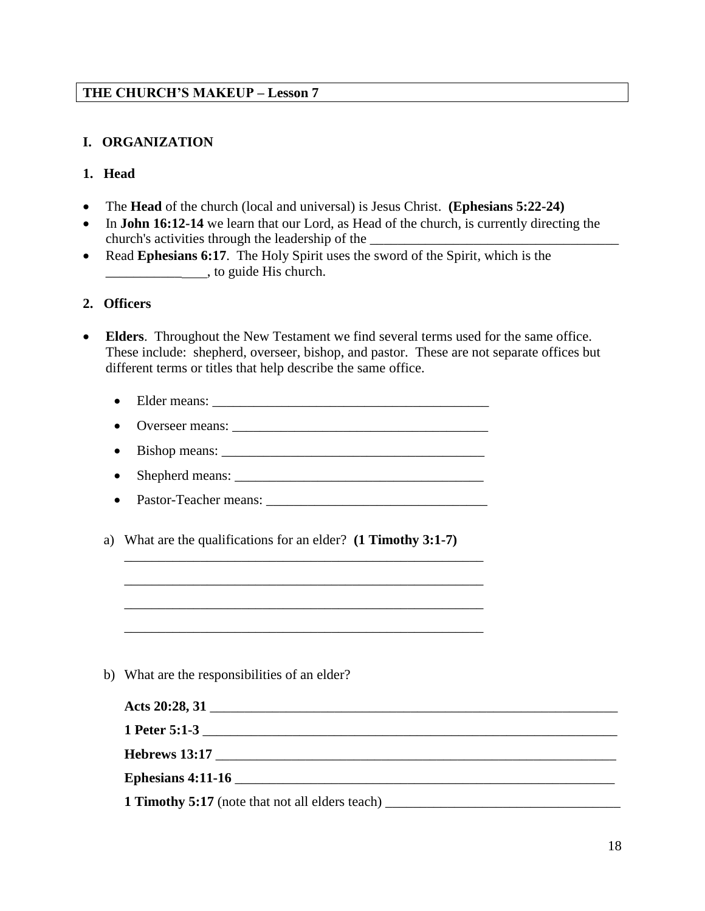**THE CHURCH'S MAKEUP – Lesson 7**

## I. ORGANIZATION

### 1. Head

- The **Head** of the church (local and universal) is Jesus Christ. **(Ephesians 5:22-24)**
- In **John 16:12-14** we learn that our Lord, as Head of the church, is currently directing the church's activities through the leadership of the ____________________________________
- Read **Ephesians 6:17**. The Holy Spirit uses the sword of the Spirit, which is the _______________, to guide His church.

### 2. Officers

- **Elders**. Throughout the New Testament we find several terms used for the same office. These include: shepherd, overseer, bishop, and pastor. These are not separate offices but different terms or titles that help describe the same office.
  - Elder means: ________________________________________
  - Overseer means: _____________________________________
  - Bishop means: ______________________________________
  - Shepherd means: ____________________________________
  - Pastor-Teacher means: _______________________________

  a) What are the qualifications for an elder? **(1 Timothy 3:1-7)**
  ______________________________________________________
  ______________________________________________________
  ______________________________________________________
  ______________________________________________________

  b) What are the responsibilities of an elder?

  **Acts 20:28, 31** ____________________________________________________________

  **1 Peter 5:1-3** _____________________________________________________________

  **Hebrews 13:17** ____________________________________________________________

  **Ephesians 4:11-16** _________________________________________________________

  **1 Timothy 5:17** (note that not all elders teach) __________________________________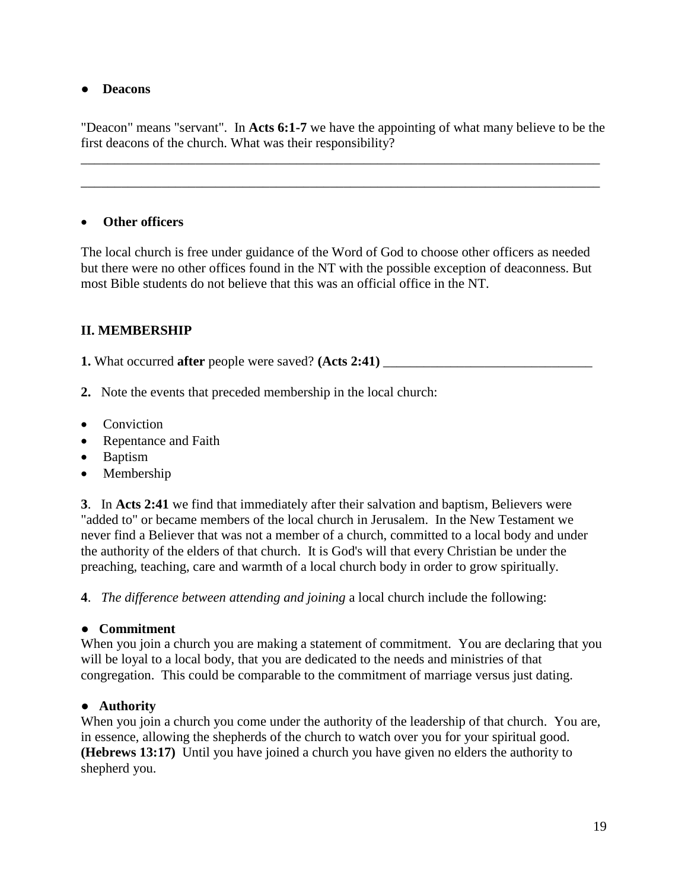- **Deacons**

"Deacon" means "servant". In **Acts 6:1-7** we have the appointing of what many believe to be the first deacons of the church. What was their responsibility?

________________________________________________________________________________

________________________________________________________________________________

- **Other officers**

The local church is free under guidance of the Word of God to choose other officers as needed but there were no other offices found in the NT with the possible exception of deaconness. But most Bible students do not believe that this was an official office in the NT.

## II. MEMBERSHIP

**1.** What occurred **after** people were saved? **(Acts 2:41)** ________________________________

**2.** Note the events that preceded membership in the local church:

- Conviction
- Repentance and Faith
- Baptism
- Membership

**3**. In **Acts 2:41** we find that immediately after their salvation and baptism, Believers were "added to" or became members of the local church in Jerusalem. In the New Testament we never find a Believer that was not a member of a church, committed to a local body and under the authority of the elders of that church. It is God's will that every Christian be under the preaching, teaching, care and warmth of a local church body in order to grow spiritually.

**4**. *The difference between attending and joining* a local church include the following:

- **Commitment**

When you join a church you are making a statement of commitment. You are declaring that you will be loyal to a local body, that you are dedicated to the needs and ministries of that congregation. This could be comparable to the commitment of marriage versus just dating.

- **Authority**

When you join a church you come under the authority of the leadership of that church. You are, in essence, allowing the shepherds of the church to watch over you for your spiritual good. **(Hebrews 13:17)** Until you have joined a church you have given no elders the authority to shepherd you.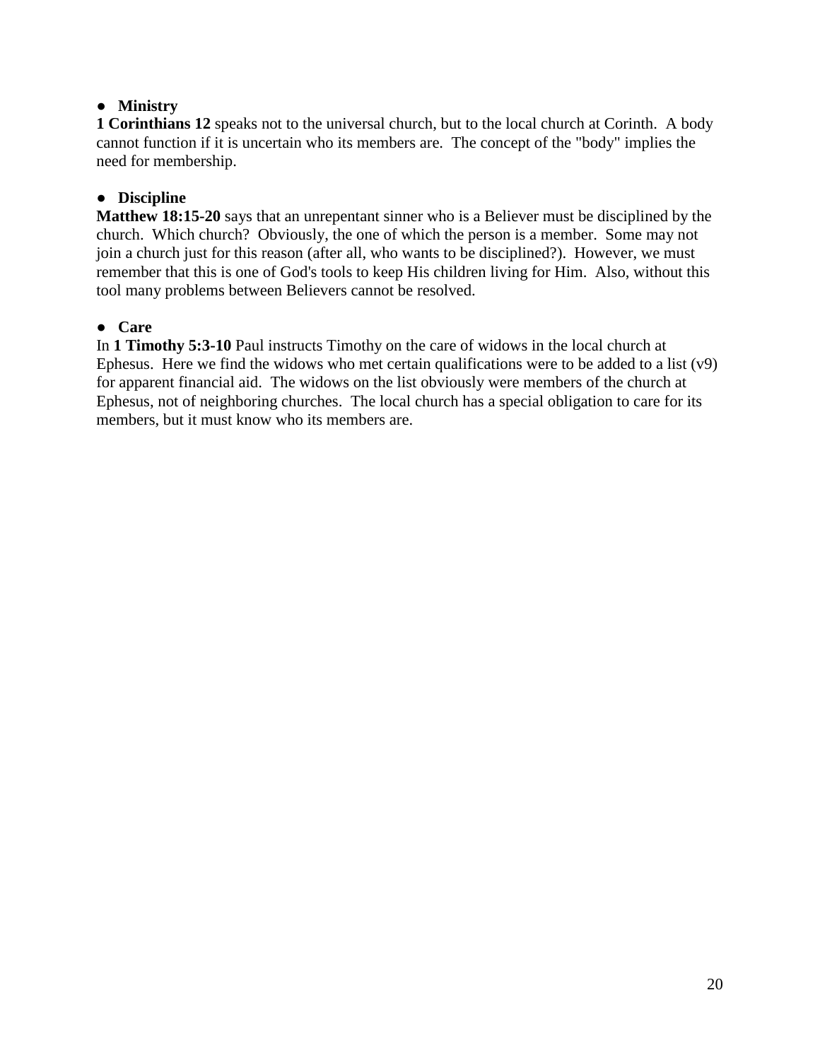- **Ministry**

**1 Corinthians 12** speaks not to the universal church, but to the local church at Corinth. A body cannot function if it is uncertain who its members are. The concept of the "body" implies the need for membership.

- **Discipline**

**Matthew 18:15-20** says that an unrepentant sinner who is a Believer must be disciplined by the church. Which church? Obviously, the one of which the person is a member. Some may not join a church just for this reason (after all, who wants to be disciplined?). However, we must remember that this is one of God's tools to keep His children living for Him. Also, without this tool many problems between Believers cannot be resolved.

- **Care**

In **1 Timothy 5:3-10** Paul instructs Timothy on the care of widows in the local church at Ephesus. Here we find the widows who met certain qualifications were to be added to a list (v9) for apparent financial aid. The widows on the list obviously were members of the church at Ephesus, not of neighboring churches. The local church has a special obligation to care for its members, but it must know who its members are.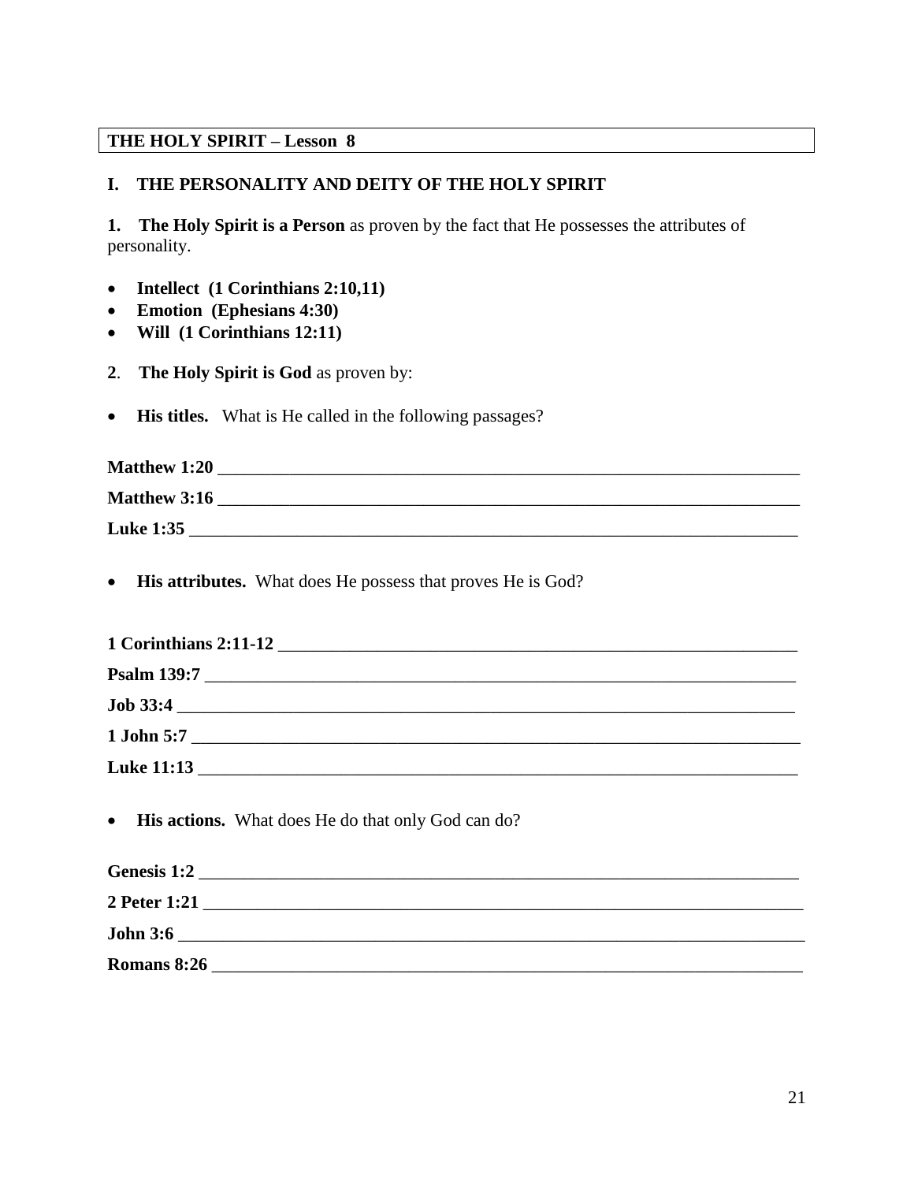**THE HOLY SPIRIT – Lesson 8**

## I. THE PERSONALITY AND DEITY OF THE HOLY SPIRIT

**1. The Holy Spirit is a Person** as proven by the fact that He possesses the attributes of personality.

- **Intellect (1 Corinthians 2:10,11)**
- **Emotion (Ephesians 4:30)**
- **Will (1 Corinthians 12:11)**

**2**. **The Holy Spirit is God** as proven by:

- **His titles.** What is He called in the following passages?

**Matthew 1:20** ____________________________________________________________________

**Matthew 3:16** ____________________________________________________________________

**Luke 1:35** _______________________________________________________________________

- **His attributes.** What does He possess that proves He is God?

**1 Corinthians 2:11-12** ____________________________________________________________

**Psalm 139:7** _____________________________________________________________________

**Job 33:4** _________________________________________________________________________

**1 John 5:7** _______________________________________________________________________

**Luke 11:13** ______________________________________________________________________

- **His actions.** What does He do that only God can do?

**Genesis 1:2** ______________________________________________________________________

**2 Peter 1:21** ______________________________________________________________________

**John 3:6** _________________________________________________________________________

**Romans 8:26** _____________________________________________________________________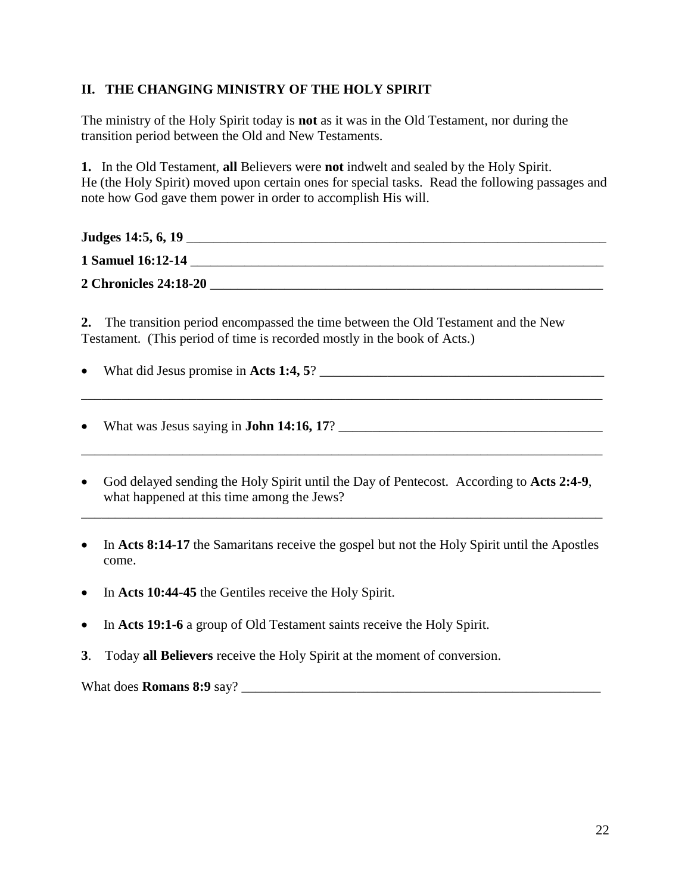## II. THE CHANGING MINISTRY OF THE HOLY SPIRIT

The ministry of the Holy Spirit today is **not** as it was in the Old Testament, nor during the transition period between the Old and New Testaments.

**1.** In the Old Testament, **all** Believers were **not** indwelt and sealed by the Holy Spirit. He (the Holy Spirit) moved upon certain ones for special tasks. Read the following passages and note how God gave them power in order to accomplish His will.

**Judges 14:5, 6, 19** ________________________________________________________________

**1 Samuel 16:12-14** ________________________________________________________________

**2 Chronicles 24:18-20** ____________________________________________________________

**2.** The transition period encompassed the time between the Old Testament and the New Testament. (This period of time is recorded mostly in the book of Acts.)

- What did Jesus promise in **Acts 1:4, 5**? ____________________________________________

________________________________________________________________________________

- What was Jesus saying in **John 14:16, 17**? __________________________________________

________________________________________________________________________________

- God delayed sending the Holy Spirit until the Day of Pentecost. According to **Acts 2:4-9**, what happened at this time among the Jews?

________________________________________________________________________________

- In **Acts 8:14-17** the Samaritans receive the gospel but not the Holy Spirit until the Apostles come.
- In **Acts 10:44-45** the Gentiles receive the Holy Spirit.
- In **Acts 19:1-6** a group of Old Testament saints receive the Holy Spirit.

**3**. Today **all Believers** receive the Holy Spirit at the moment of conversion.

What does **Romans 8:9** say? ______________________________________________________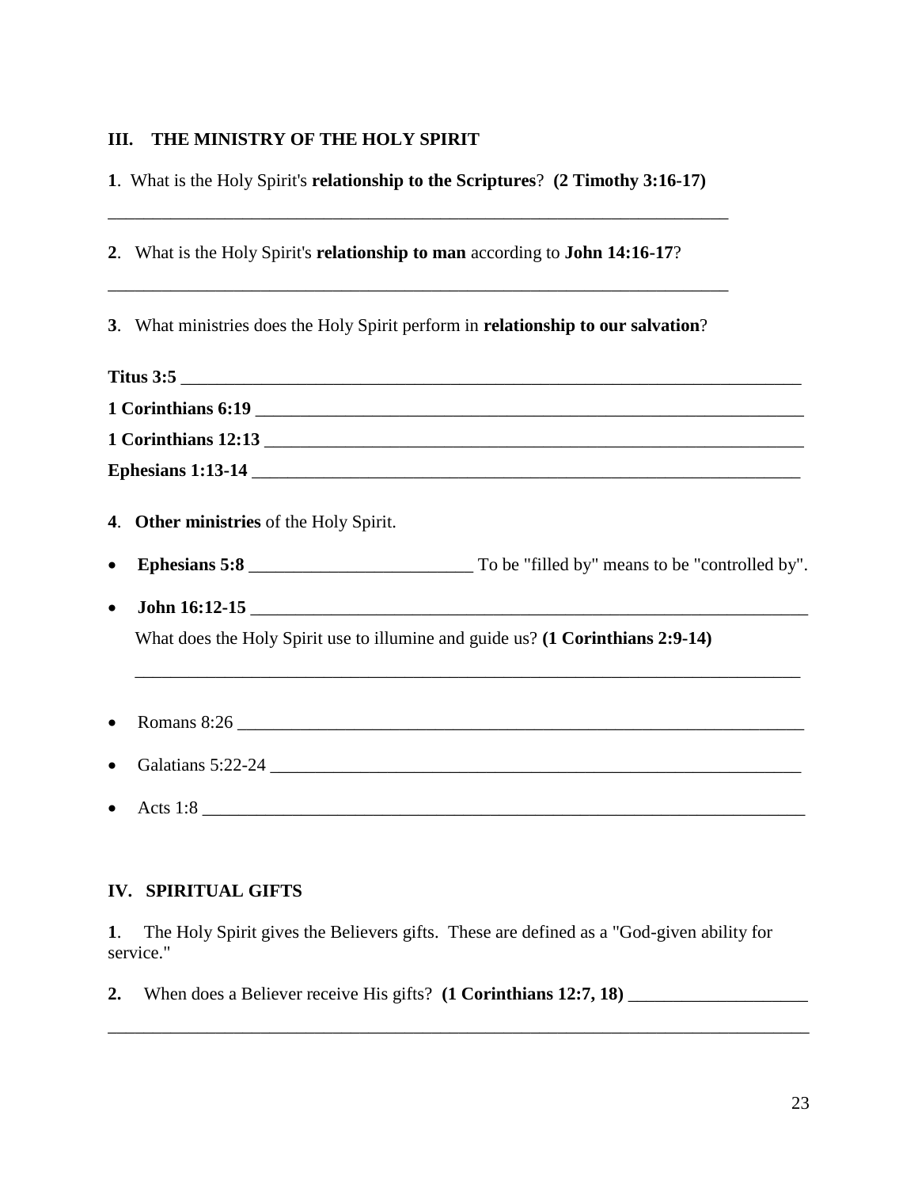## III. THE MINISTRY OF THE HOLY SPIRIT

**1**. What is the Holy Spirit's **relationship to the Scriptures**? **(2 Timothy 3:16-17)**

________________________________________________________________________

**2**. What is the Holy Spirit's **relationship to man** according to **John 14:16-17**?

________________________________________________________________________

**3**. What ministries does the Holy Spirit perform in **relationship to our salvation**?

**Titus 3:5** ________________________________________________________________

**1 Corinthians 6:19** ________________________________________________________

**1 Corinthians 12:13** _______________________________________________________

**Ephesians 1:13-14** ________________________________________________________

**4**. **Other ministries** of the Holy Spirit.

- **Ephesians 5:8** _________________________ To be "filled by" means to be "controlled by".
- **John 16:12-15** ____________________________________________________________

  What does the Holy Spirit use to illumine and guide us? **(1 Corinthians 2:9-14)**

  ____________________________________________________________________________

- Romans 8:26 ________________________________________________________________
- Galatians 5:22-24 ____________________________________________________________
- Acts 1:8 ____________________________________________________________________

## IV. SPIRITUAL GIFTS

**1**. The Holy Spirit gives the Believers gifts. These are defined as a "God-given ability for service."

**2.** When does a Believer receive His gifts? **(1 Corinthians 12:7, 18)** ____________________

________________________________________________________________________________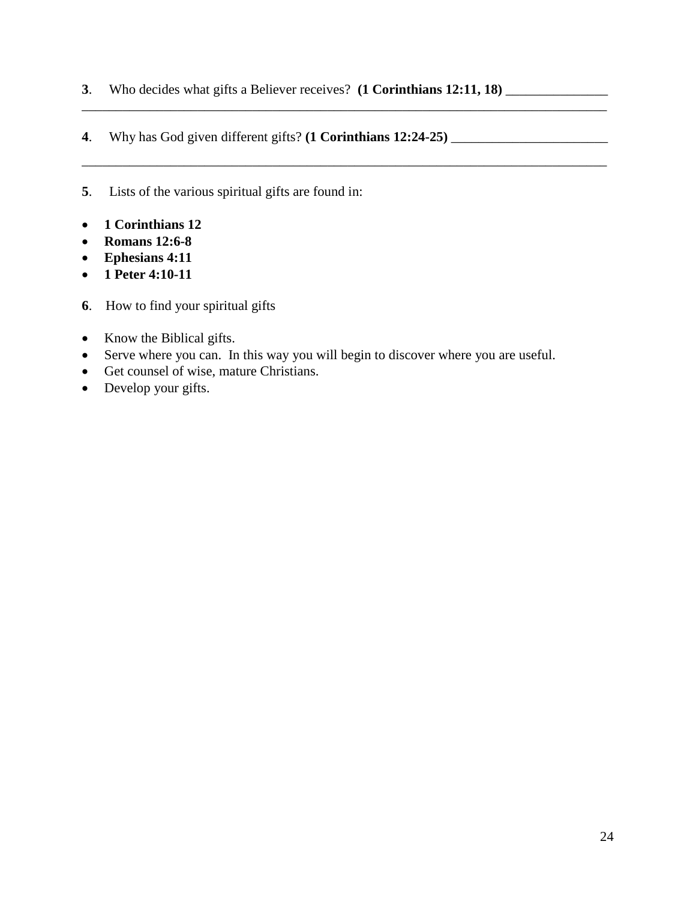**3**. Who decides what gifts a Believer receives? **(1 Corinthians 12:11, 18)** _______________
_______________________________________________________________________________

**4**. Why has God given different gifts? **(1 Corinthians 12:24-25)** _______________________
_______________________________________________________________________________

**5**. Lists of the various spiritual gifts are found in:

- **1 Corinthians 12**
- **Romans 12:6-8**
- **Ephesians 4:11**
- **1 Peter 4:10-11**

**6**. How to find your spiritual gifts

- Know the Biblical gifts.
- Serve where you can. In this way you will begin to discover where you are useful.
- Get counsel of wise, mature Christians.
- Develop your gifts.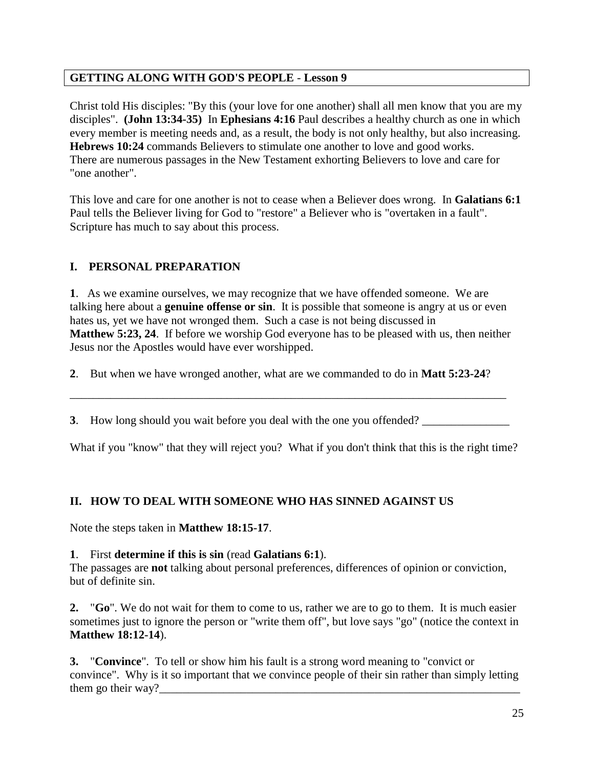## GETTING ALONG WITH GOD'S PEOPLE - Lesson 9

Christ told His disciples: "By this (your love for one another) shall all men know that you are my disciples". **(John 13:34-35)** In **Ephesians 4:16** Paul describes a healthy church as one in which every member is meeting needs and, as a result, the body is not only healthy, but also increasing. **Hebrews 10:24** commands Believers to stimulate one another to love and good works. There are numerous passages in the New Testament exhorting Believers to love and care for "one another".

This love and care for one another is not to cease when a Believer does wrong. In **Galatians 6:1** Paul tells the Believer living for God to "restore" a Believer who is "overtaken in a fault". Scripture has much to say about this process.

### I. PERSONAL PREPARATION

**1**. As we examine ourselves, we may recognize that we have offended someone. We are talking here about a **genuine offense or sin**. It is possible that someone is angry at us or even hates us, yet we have not wronged them. Such a case is not being discussed in **Matthew 5:23, 24**. If before we worship God everyone has to be pleased with us, then neither Jesus nor the Apostles would have ever worshipped.

**2**. But when we have wronged another, what are we commanded to do in **Matt 5:23-24**?

______________________________________________________________________________

**3**. How long should you wait before you deal with the one you offended? _______________

What if you "know" that they will reject you? What if you don't think that this is the right time?

### II. HOW TO DEAL WITH SOMEONE WHO HAS SINNED AGAINST US

Note the steps taken in **Matthew 18:15-17**.

**1**. First **determine if this is sin** (read **Galatians 6:1**).
The passages are **not** talking about personal preferences, differences of opinion or conviction, but of definite sin.

**2.** "**Go**". We do not wait for them to come to us, rather we are to go to them. It is much easier sometimes just to ignore the person or "write them off", but love says "go" (notice the context in **Matthew 18:12-14**).

**3.** "**Convince**". To tell or show him his fault is a strong word meaning to "convict or convince". Why is it so important that we convince people of their sin rather than simply letting them go their way?_________________________________________________________________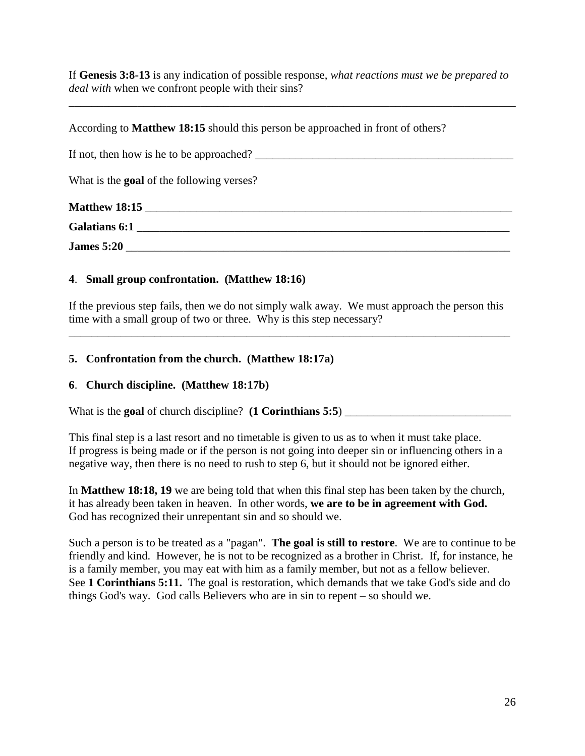If **Genesis 3:8-13** is any indication of possible response, *what reactions must we be prepared to deal with* when we confront people with their sins?

_______________________________________________________________________________

According to **Matthew 18:15** should this person be approached in front of others?

If not, then how is he to be approached? ______________________________________________

What is the **goal** of the following verses?

**Matthew 18:15** __________________________________________________________________

**Galatians 6:1** ___________________________________________________________________

**James 5:20** _____________________________________________________________________

**4**. **Small group confrontation. (Matthew 18:16)**

If the previous step fails, then we do not simply walk away. We must approach the person this time with a small group of two or three. Why is this step necessary?

_______________________________________________________________________________

**5. Confrontation from the church. (Matthew 18:17a)**

**6**. **Church discipline. (Matthew 18:17b)**

What is the **goal** of church discipline? **(1 Corinthians 5:5**) _____________________________

This final step is a last resort and no timetable is given to us as to when it must take place. If progress is being made or if the person is not going into deeper sin or influencing others in a negative way, then there is no need to rush to step 6, but it should not be ignored either.

In **Matthew 18:18, 19** we are being told that when this final step has been taken by the church, it has already been taken in heaven. In other words, **we are to be in agreement with God.** God has recognized their unrepentant sin and so should we.

Such a person is to be treated as a "pagan". **The goal is still to restore**. We are to continue to be friendly and kind. However, he is not to be recognized as a brother in Christ. If, for instance, he is a family member, you may eat with him as a family member, but not as a fellow believer. See **1 Corinthians 5:11.** The goal is restoration, which demands that we take God's side and do things God's way. God calls Believers who are in sin to repent – so should we.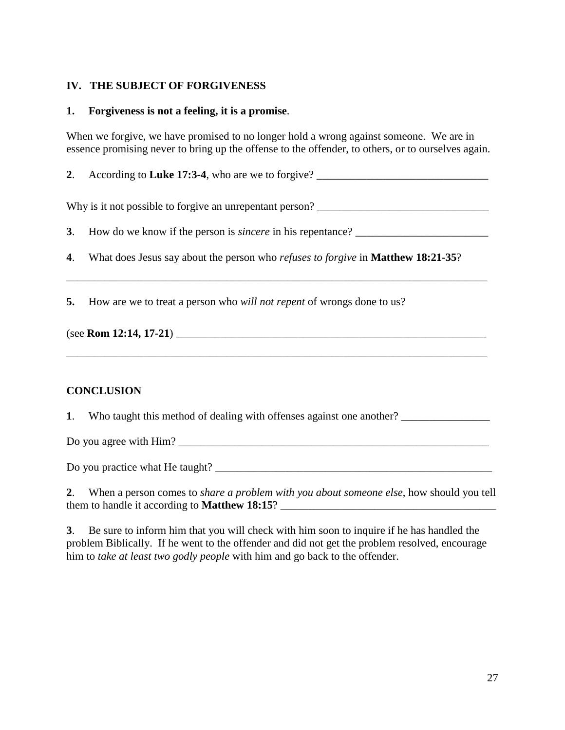## IV. THE SUBJECT OF FORGIVENESS

**1. Forgiveness is not a feeling, it is a promise**.

When we forgive, we have promised to no longer hold a wrong against someone. We are in essence promising never to bring up the offense to the offender, to others, or to ourselves again.

**2**. According to **Luke 17:3-4**, who are we to forgive? _______________________________

Why is it not possible to forgive an unrepentant person? _______________________________

**3**. How do we know if the person is *sincere* in his repentance? ________________________

**4**. What does Jesus say about the person who *refuses to forgive* in **Matthew 18:21-35**?

_____________________________________________________________________________

**5.** How are we to treat a person who *will not repent* of wrongs done to us?

(see **Rom 12:14, 17-21**) ___________________________________________________________

_____________________________________________________________________________

## CONCLUSION

**1**. Who taught this method of dealing with offenses against one another? ________________

Do you agree with Him? ___________________________________________________________

Do you practice what He taught? ____________________________________________________

**2**. When a person comes to *share a problem with you about someone else*, how should you tell them to handle it according to **Matthew 18:15**? _______________________________________

**3**. Be sure to inform him that you will check with him soon to inquire if he has handled the problem Biblically. If he went to the offender and did not get the problem resolved, encourage him to *take at least two godly people* with him and go back to the offender.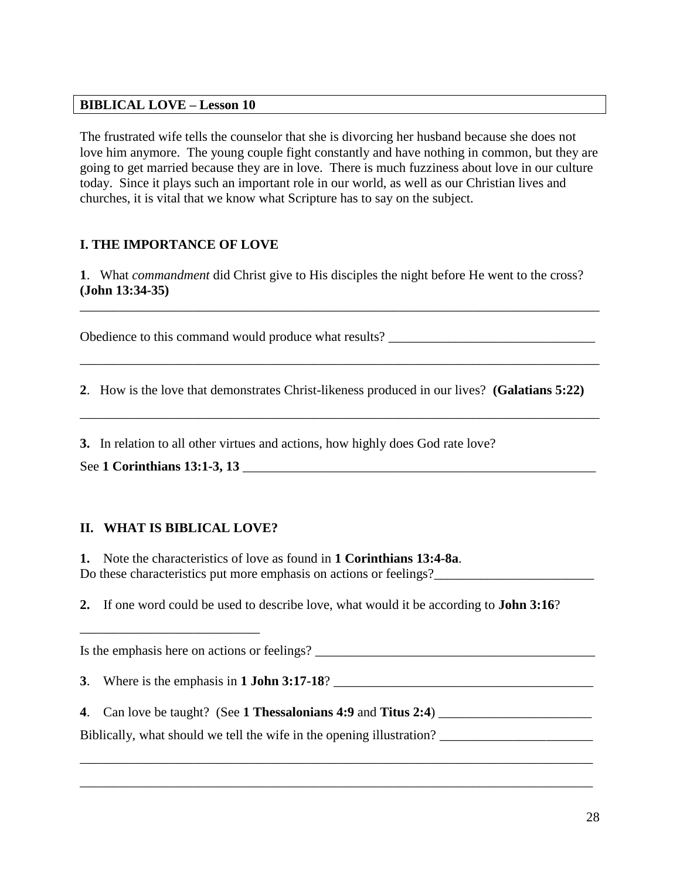**BIBLICAL LOVE – Lesson 10**

The frustrated wife tells the counselor that she is divorcing her husband because she does not love him anymore. The young couple fight constantly and have nothing in common, but they are going to get married because they are in love. There is much fuzziness about love in our culture today. Since it plays such an important role in our world, as well as our Christian lives and churches, it is vital that we know what Scripture has to say on the subject.

## I. THE IMPORTANCE OF LOVE

**1**. What *commandment* did Christ give to His disciples the night before He went to the cross? **(John 13:34-35)**

________________________________________________________________________________

Obedience to this command would produce what results? ______________________________

________________________________________________________________________________

**2**. How is the love that demonstrates Christ-likeness produced in our lives? **(Galatians 5:22)**

________________________________________________________________________________

**3.** In relation to all other virtues and actions, how highly does God rate love?

See **1 Corinthians 13:1-3, 13** ______________________________________________________

## II. WHAT IS BIBLICAL LOVE?

**1.** Note the characteristics of love as found in **1 Corinthians 13:4-8a**.
Do these characteristics put more emphasis on actions or feelings?________________________

**2.** If one word could be used to describe love, what would it be according to **John 3:16**?

___________________________

Is the emphasis here on actions or feelings? ___________________________________________

**3**. Where is the emphasis in **1 John 3:17-18**? ________________________________________

**4**. Can love be taught? (See **1 Thessalonians 4:9** and **Titus 2:4**) _______________________

Biblically, what should we tell the wife in the opening illustration? _______________________

________________________________________________________________________________

________________________________________________________________________________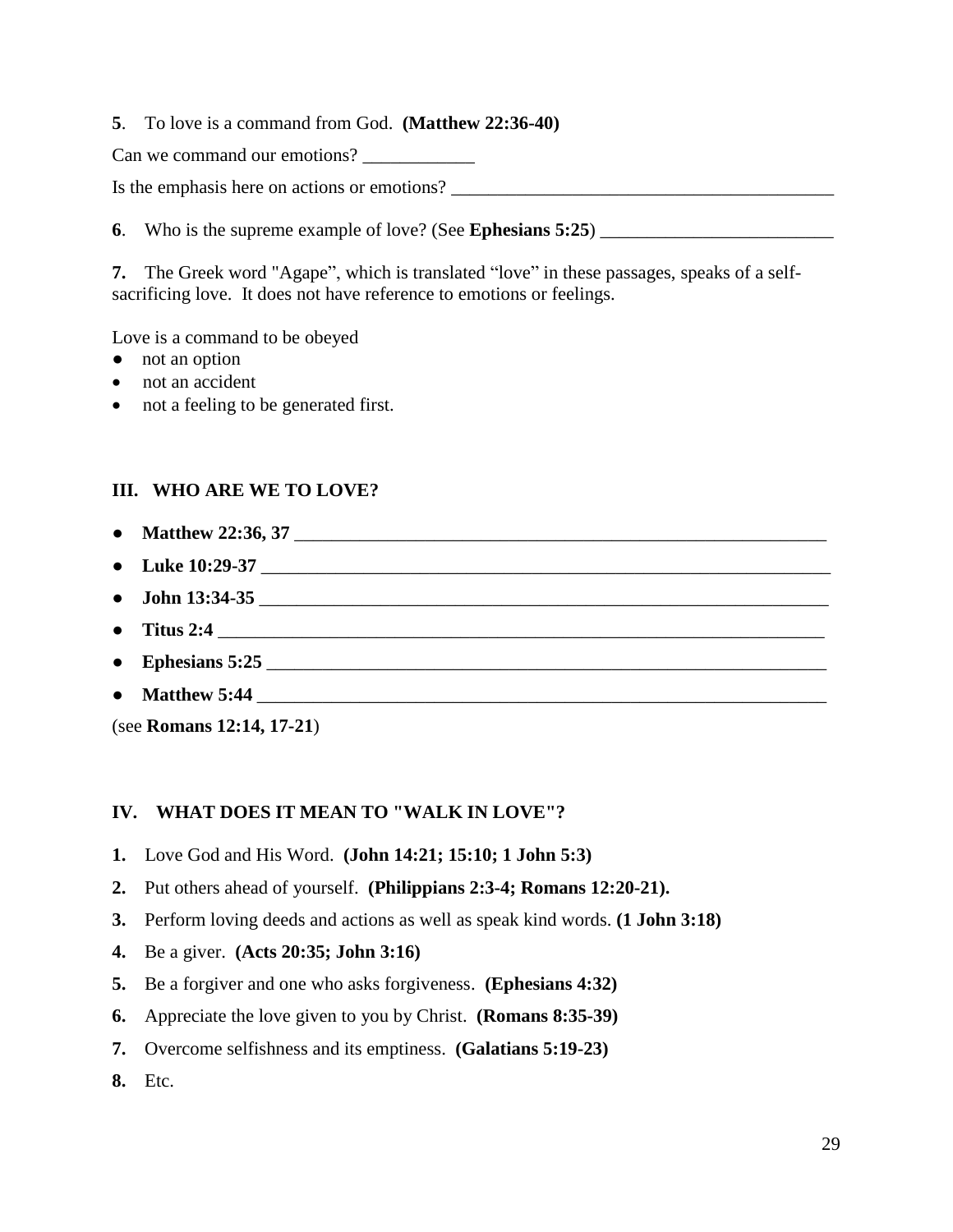**5**. To love is a command from God. **(Matthew 22:36-40)**

Can we command our emotions? ____________

Is the emphasis here on actions or emotions? __________________________________________

**6**. Who is the supreme example of love? (See **Ephesians 5:25**) _________________________

**7.** The Greek word "Agape", which is translated "love" in these passages, speaks of a self-sacrificing love. It does not have reference to emotions or feelings.

Love is a command to be obeyed

- not an option
- not an accident
- not a feeling to be generated first.

### III. WHO ARE WE TO LOVE?

- **Matthew 22:36, 37** ____________________________________________________________
- **Luke 10:29-37** ________________________________________________________________
- **John 13:34-35** ________________________________________________________________
- **Titus 2:4** ____________________________________________________________________
- **Ephesians 5:25** _______________________________________________________________
- **Matthew 5:44** ________________________________________________________________

(see **Romans 12:14, 17-21**)

### IV. WHAT DOES IT MEAN TO "WALK IN LOVE"?

**1.** Love God and His Word. **(John 14:21; 15:10; 1 John 5:3)**

**2.** Put others ahead of yourself. **(Philippians 2:3-4; Romans 12:20-21).**

**3.** Perform loving deeds and actions as well as speak kind words. **(1 John 3:18)**

**4.** Be a giver. **(Acts 20:35; John 3:16)**

**5.** Be a forgiver and one who asks forgiveness. **(Ephesians 4:32)**

**6.** Appreciate the love given to you by Christ. **(Romans 8:35-39)**

**7.** Overcome selfishness and its emptiness. **(Galatians 5:19-23)**

**8.** Etc.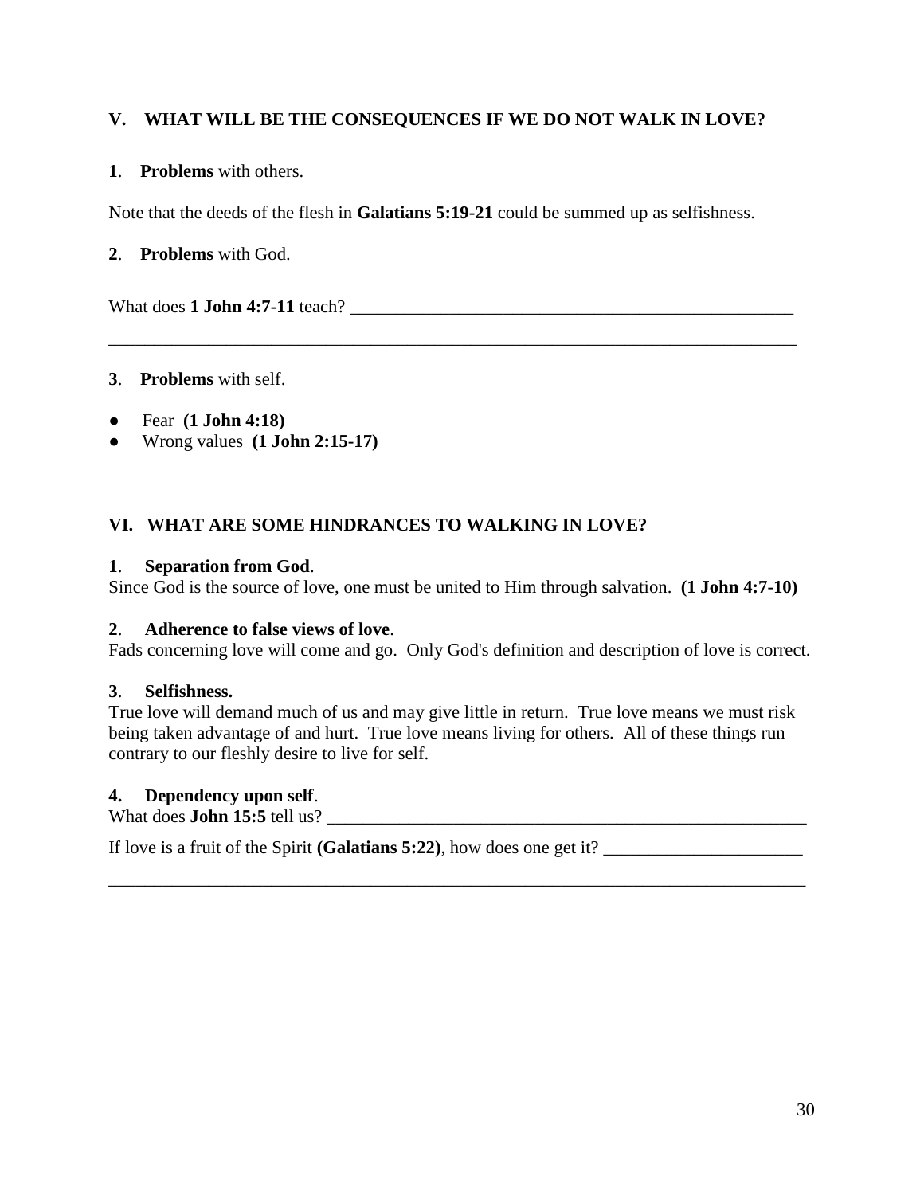## V. WHAT WILL BE THE CONSEQUENCES IF WE DO NOT WALK IN LOVE?

**1**. **Problems** with others.

Note that the deeds of the flesh in **Galatians 5:19-21** could be summed up as selfishness.

**2**. **Problems** with God.

What does **1 John 4:7-11** teach? ___________________________________________________

_______________________________________________________________________________

**3**. **Problems** with self.

- Fear **(1 John 4:18)**
- Wrong values **(1 John 2:15-17)**

## VI. WHAT ARE SOME HINDRANCES TO WALKING IN LOVE?

**1**. **Separation from God**.
Since God is the source of love, one must be united to Him through salvation. **(1 John 4:7-10)**

**2**. **Adherence to false views of love**.
Fads concerning love will come and go. Only God's definition and description of love is correct.

**3**. **Selfishness.**
True love will demand much of us and may give little in return. True love means we must risk being taken advantage of and hurt. True love means living for others. All of these things run contrary to our fleshly desire to live for self.

**4. Dependency upon self**.
What does **John 15:5** tell us? _______________________________________________________

If love is a fruit of the Spirit **(Galatians 5:22)**, how does one get it? ______________________

_______________________________________________________________________________